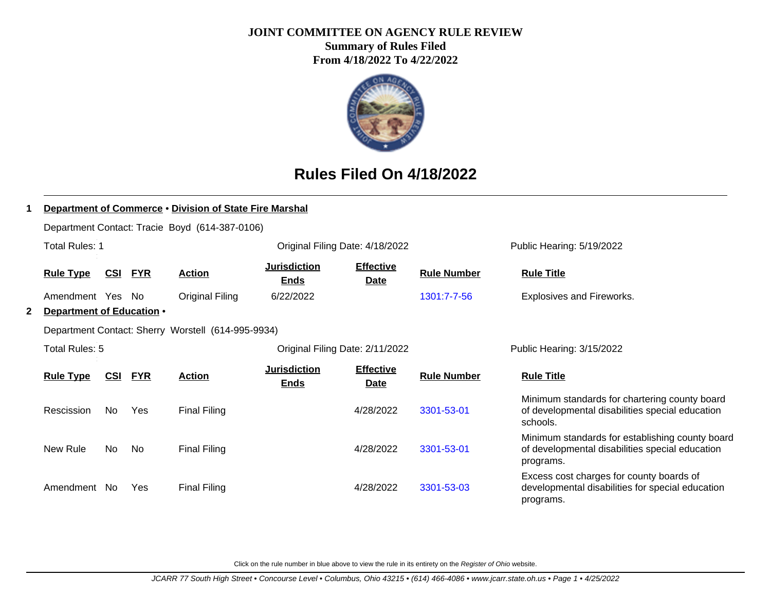# JOINT COMMITTEE ON AGENCY RULE REVIEW

**Summary of Rules Filed**

**From 4/18/2022 To 4/22/2022**

## Rules Filed On 4/18/2022

### 1 Department of Commerce • Division of State Fire Marshal

Department Contact: Tracie Boyd (614-387-0106)

Total Rules: 1 | Original Filing Date: 4/18/2022 | Public Hearing: 5/19/2022

| Rule Type | CSI | FYR | Action | Jurisdiction Ends | Effective Date | Rule Number | Rule Title |
|---|---|---|---|---|---|---|---|
| Amendment | Yes | No | Original Filing | 6/22/2022 | | 1301:7-7-56 | Explosives and Fireworks. |

### 2 Department of Education •

Department Contact: Sherry Worstell (614-995-9934)

Total Rules: 5 | Original Filing Date: 2/11/2022 | Public Hearing: 3/15/2022

| Rule Type | CSI | FYR | Action | Jurisdiction Ends | Effective Date | Rule Number | Rule Title |
|---|---|---|---|---|---|---|---|
| Rescission | No | Yes | Final Filing | | 4/28/2022 | 3301-53-01 | Minimum standards for chartering county board of developmental disabilities special education schools. |
| New Rule | No | No | Final Filing | | 4/28/2022 | 3301-53-01 | Minimum standards for establishing county board of developmental disabilities special education programs. |
| Amendment | No | Yes | Final Filing | | 4/28/2022 | 3301-53-03 | Excess cost charges for county boards of developmental disabilities for special education programs. |

Click on the rule number in blue above to view the rule in its entirety on the *Register of Ohio* website.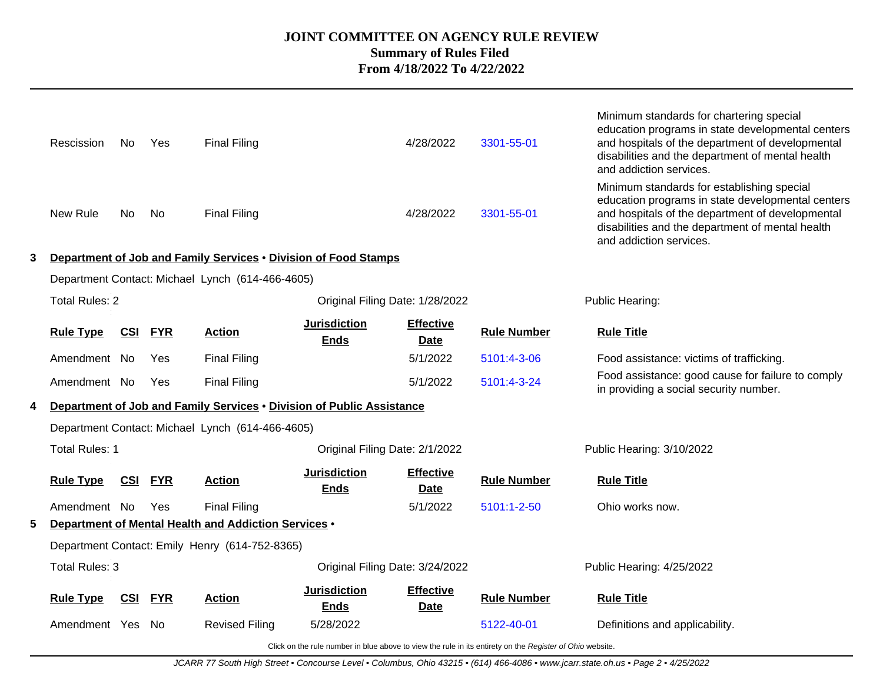# JOINT COMMITTEE ON AGENCY RULE REVIEW
## Summary of Rules Filed
### From 4/18/2022 To 4/22/2022

| Rule Type | CSI | FYR | Action | Jurisdiction Ends | Effective Date | Rule Number | Rule Title |
|---|---|---|---|---|---|---|---|
| Rescission | No | Yes | Final Filing | | 4/28/2022 | 3301-55-01 | Minimum standards for chartering special education programs in state developmental centers and hospitals of the department of developmental disabilities and the department of mental health and addiction services. |
| New Rule | No | No | Final Filing | | 4/28/2022 | 3301-55-01 | Minimum standards for establishing special education programs in state developmental centers and hospitals of the department of developmental disabilities and the department of mental health and addiction services. |

**3 Department of Job and Family Services • Division of Food Stamps**

Department Contact: Michael Lynch (614-466-4605)

Total Rules: 2 — Original Filing Date: 1/28/2022 — Public Hearing:

| Rule Type | CSI | FYR | Action | Jurisdiction Ends | Effective Date | Rule Number | Rule Title |
|---|---|---|---|---|---|---|---|
| Amendment | No | Yes | Final Filing | | 5/1/2022 | 5101:4-3-06 | Food assistance: victims of trafficking. |
| Amendment | No | Yes | Final Filing | | 5/1/2022 | 5101:4-3-24 | Food assistance: good cause for failure to comply in providing a social security number. |

**4 Department of Job and Family Services • Division of Public Assistance**

Department Contact: Michael Lynch (614-466-4605)

Total Rules: 1 — Original Filing Date: 2/1/2022 — Public Hearing: 3/10/2022

| Rule Type | CSI | FYR | Action | Jurisdiction Ends | Effective Date | Rule Number | Rule Title |
|---|---|---|---|---|---|---|---|
| Amendment | No | Yes | Final Filing | | 5/1/2022 | 5101:1-2-50 | Ohio works now. |

**5 Department of Mental Health and Addiction Services •**

Department Contact: Emily Henry (614-752-8365)

Total Rules: 3 — Original Filing Date: 3/24/2022 — Public Hearing: 4/25/2022

| Rule Type | CSI | FYR | Action | Jurisdiction Ends | Effective Date | Rule Number | Rule Title |
|---|---|---|---|---|---|---|---|
| Amendment | Yes | No | Revised Filing | 5/28/2022 | | 5122-40-01 | Definitions and applicability. |

Click on the rule number in blue above to view the rule in its entirety on the *Register of Ohio* website.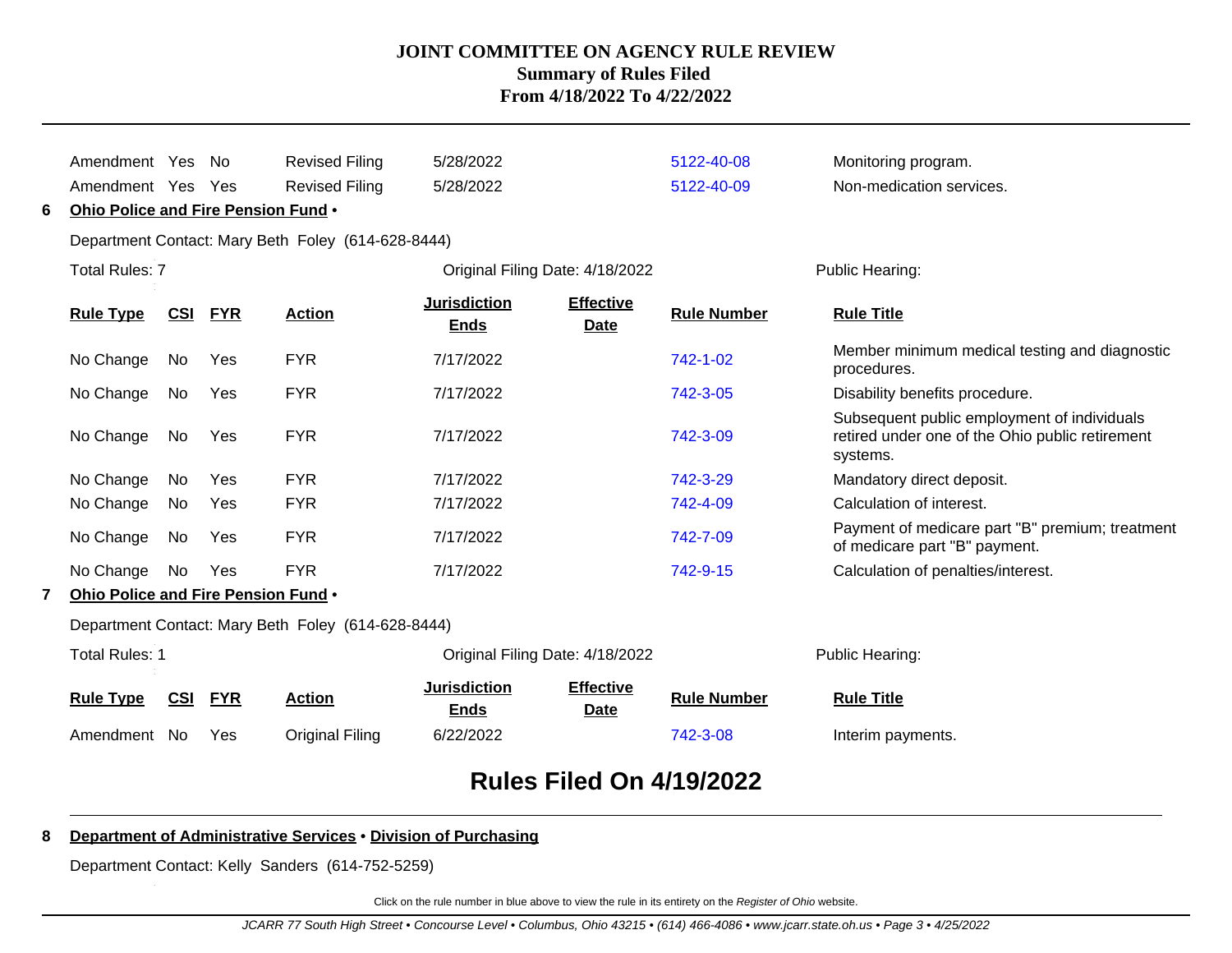# JOINT COMMITTEE ON AGENCY RULE REVIEW
## Summary of Rules Filed
## From 4/18/2022 To 4/22/2022

| Rule Type | CSI | FYR | Action | Jurisdiction Ends | Effective Date | Rule Number | Rule Title |
|---|---|---|---|---|---|---|---|
| Amendment | Yes | No | Revised Filing | 5/28/2022 | | 5122-40-08 | Monitoring program. |
| Amendment | Yes | Yes | Revised Filing | 5/28/2022 | | 5122-40-09 | Non-medication services. |

**6 Ohio Police and Fire Pension Fund •**

Department Contact: Mary Beth Foley (614-628-8444)

Total Rules: 7 | Original Filing Date: 4/18/2022 | Public Hearing:

| Rule Type | CSI | FYR | Action | Jurisdiction Ends | Effective Date | Rule Number | Rule Title |
|---|---|---|---|---|---|---|---|
| No Change | No | Yes | FYR | 7/17/2022 | | 742-1-02 | Member minimum medical testing and diagnostic procedures. |
| No Change | No | Yes | FYR | 7/17/2022 | | 742-3-05 | Disability benefits procedure. |
| No Change | No | Yes | FYR | 7/17/2022 | | 742-3-09 | Subsequent public employment of individuals retired under one of the Ohio public retirement systems. |
| No Change | No | Yes | FYR | 7/17/2022 | | 742-3-29 | Mandatory direct deposit. |
| No Change | No | Yes | FYR | 7/17/2022 | | 742-4-09 | Calculation of interest. |
| No Change | No | Yes | FYR | 7/17/2022 | | 742-7-09 | Payment of medicare part "B" premium; treatment of medicare part "B" payment. |
| No Change | No | Yes | FYR | 7/17/2022 | | 742-9-15 | Calculation of penalties/interest. |

**7 Ohio Police and Fire Pension Fund •**

Department Contact: Mary Beth Foley (614-628-8444)

Total Rules: 1 | Original Filing Date: 4/18/2022 | Public Hearing:

| Rule Type | CSI | FYR | Action | Jurisdiction Ends | Effective Date | Rule Number | Rule Title |
|---|---|---|---|---|---|---|---|
| Amendment | No | Yes | Original Filing | 6/22/2022 | | 742-3-08 | Interim payments. |

## Rules Filed On 4/19/2022

**8 Department of Administrative Services • Division of Purchasing**

Department Contact: Kelly Sanders (614-752-5259)

Click on the rule number in blue above to view the rule in its entirety on the *Register of Ohio* website.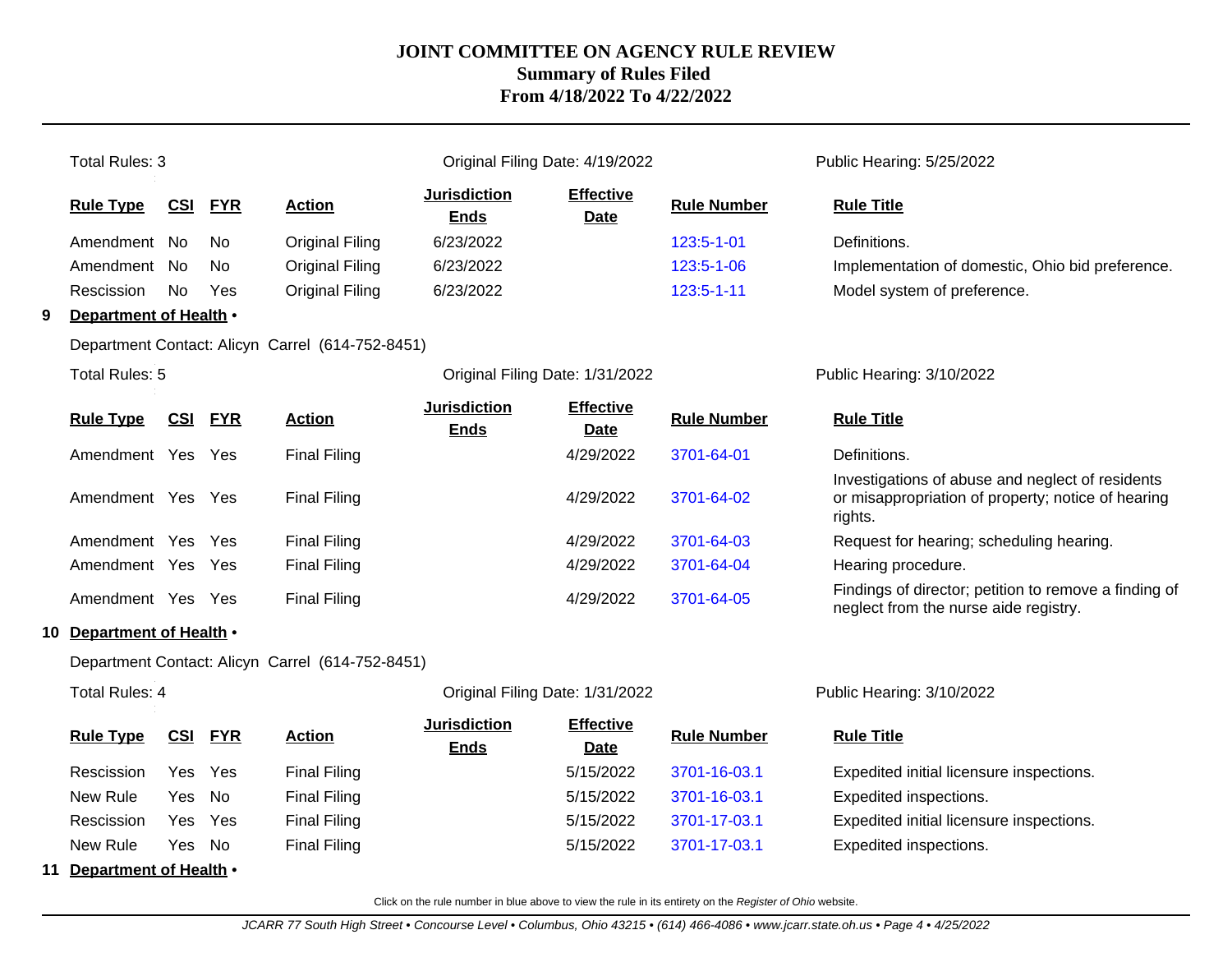# JOINT COMMITTEE ON AGENCY RULE REVIEW
## Summary of Rules Filed
## From 4/18/2022 To 4/22/2022

Total Rules: 3 | Original Filing Date: 4/19/2022 | Public Hearing: 5/25/2022

| Rule Type | CSI | FYR | Action | Jurisdiction Ends | Effective Date | Rule Number | Rule Title |
|---|---|---|---|---|---|---|---|
| Amendment | No | No | Original Filing | 6/23/2022 | | 123:5-1-01 | Definitions. |
| Amendment | No | No | Original Filing | 6/23/2022 | | 123:5-1-06 | Implementation of domestic, Ohio bid preference. |
| Rescission | No | Yes | Original Filing | 6/23/2022 | | 123:5-1-11 | Model system of preference. |

**9 Department of Health •**

Department Contact: Alicyn Carrel (614-752-8451)

Total Rules: 5 | Original Filing Date: 1/31/2022 | Public Hearing: 3/10/2022

| Rule Type | CSI | FYR | Action | Jurisdiction Ends | Effective Date | Rule Number | Rule Title |
|---|---|---|---|---|---|---|---|
| Amendment | Yes | Yes | Final Filing | | 4/29/2022 | 3701-64-01 | Definitions. |
| Amendment | Yes | Yes | Final Filing | | 4/29/2022 | 3701-64-02 | Investigations of abuse and neglect of residents or misappropriation of property; notice of hearing rights. |
| Amendment | Yes | Yes | Final Filing | | 4/29/2022 | 3701-64-03 | Request for hearing; scheduling hearing. |
| Amendment | Yes | Yes | Final Filing | | 4/29/2022 | 3701-64-04 | Hearing procedure. |
| Amendment | Yes | Yes | Final Filing | | 4/29/2022 | 3701-64-05 | Findings of director; petition to remove a finding of neglect from the nurse aide registry. |

**10 Department of Health •**

Department Contact: Alicyn Carrel (614-752-8451)

Total Rules: 4 | Original Filing Date: 1/31/2022 | Public Hearing: 3/10/2022

| Rule Type | CSI | FYR | Action | Jurisdiction Ends | Effective Date | Rule Number | Rule Title |
|---|---|---|---|---|---|---|---|
| Rescission | Yes | Yes | Final Filing | | 5/15/2022 | 3701-16-03.1 | Expedited initial licensure inspections. |
| New Rule | Yes | No | Final Filing | | 5/15/2022 | 3701-16-03.1 | Expedited inspections. |
| Rescission | Yes | Yes | Final Filing | | 5/15/2022 | 3701-17-03.1 | Expedited initial licensure inspections. |
| New Rule | Yes | No | Final Filing | | 5/15/2022 | 3701-17-03.1 | Expedited inspections. |

**11 Department of Health •**

Click on the rule number in blue above to view the rule in its entirety on the *Register of Ohio* website.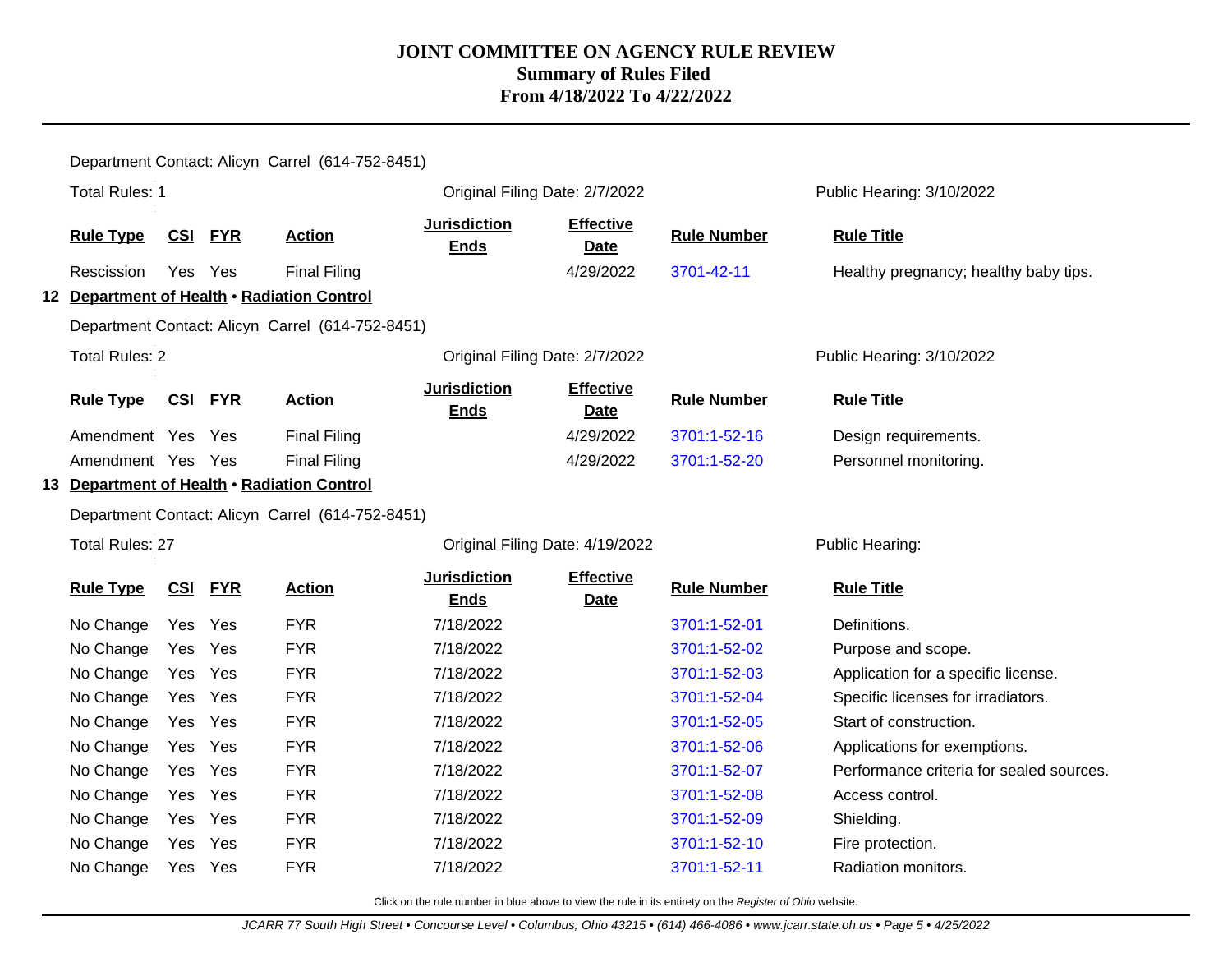Department Contact: Alicyn Carrel (614-752-8451)

Total Rules: 1 | Original Filing Date: 2/7/2022 | Public Hearing: 3/10/2022

| Rule Type | CSI | FYR | Action | Jurisdiction Ends | Effective Date | Rule Number | Rule Title |
|---|---|---|---|---|---|---|---|
| Rescission | Yes | Yes | Final Filing | | 4/29/2022 | 3701-42-11 | Healthy pregnancy; healthy baby tips. |

**12 Department of Health • Radiation Control**

Department Contact: Alicyn Carrel (614-752-8451)

Total Rules: 2 | Original Filing Date: 2/7/2022 | Public Hearing: 3/10/2022

| Rule Type | CSI | FYR | Action | Jurisdiction Ends | Effective Date | Rule Number | Rule Title |
|---|---|---|---|---|---|---|---|
| Amendment | Yes | Yes | Final Filing | | 4/29/2022 | 3701:1-52-16 | Design requirements. |
| Amendment | Yes | Yes | Final Filing | | 4/29/2022 | 3701:1-52-20 | Personnel monitoring. |

**13 Department of Health • Radiation Control**

Department Contact: Alicyn Carrel (614-752-8451)

Total Rules: 27 | Original Filing Date: 4/19/2022 | Public Hearing:

| Rule Type | CSI | FYR | Action | Jurisdiction Ends | Effective Date | Rule Number | Rule Title |
|---|---|---|---|---|---|---|---|
| No Change | Yes | Yes | FYR | 7/18/2022 | | 3701:1-52-01 | Definitions. |
| No Change | Yes | Yes | FYR | 7/18/2022 | | 3701:1-52-02 | Purpose and scope. |
| No Change | Yes | Yes | FYR | 7/18/2022 | | 3701:1-52-03 | Application for a specific license. |
| No Change | Yes | Yes | FYR | 7/18/2022 | | 3701:1-52-04 | Specific licenses for irradiators. |
| No Change | Yes | Yes | FYR | 7/18/2022 | | 3701:1-52-05 | Start of construction. |
| No Change | Yes | Yes | FYR | 7/18/2022 | | 3701:1-52-06 | Applications for exemptions. |
| No Change | Yes | Yes | FYR | 7/18/2022 | | 3701:1-52-07 | Performance criteria for sealed sources. |
| No Change | Yes | Yes | FYR | 7/18/2022 | | 3701:1-52-08 | Access control. |
| No Change | Yes | Yes | FYR | 7/18/2022 | | 3701:1-52-09 | Shielding. |
| No Change | Yes | Yes | FYR | 7/18/2022 | | 3701:1-52-10 | Fire protection. |
| No Change | Yes | Yes | FYR | 7/18/2022 | | 3701:1-52-11 | Radiation monitors. |

Click on the rule number in blue above to view the rule in its entirety on the *Register of Ohio* website.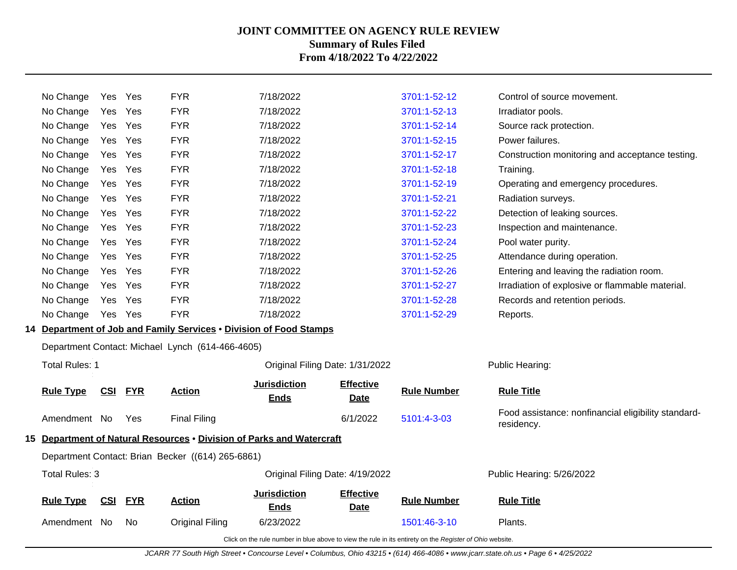# JOINT COMMITTEE ON AGENCY RULE REVIEW
## Summary of Rules Filed
## From 4/18/2022 To 4/22/2022

| Rule Type | CSI | FYR | Action | Jurisdiction Ends | Effective Date | Rule Number | Rule Title |
|---|---|---|---|---|---|---|---|
| No Change | Yes | Yes | FYR | 7/18/2022 | | 3701:1-52-12 | Control of source movement. |
| No Change | Yes | Yes | FYR | 7/18/2022 | | 3701:1-52-13 | Irradiator pools. |
| No Change | Yes | Yes | FYR | 7/18/2022 | | 3701:1-52-14 | Source rack protection. |
| No Change | Yes | Yes | FYR | 7/18/2022 | | 3701:1-52-15 | Power failures. |
| No Change | Yes | Yes | FYR | 7/18/2022 | | 3701:1-52-17 | Construction monitoring and acceptance testing. |
| No Change | Yes | Yes | FYR | 7/18/2022 | | 3701:1-52-18 | Training. |
| No Change | Yes | Yes | FYR | 7/18/2022 | | 3701:1-52-19 | Operating and emergency procedures. |
| No Change | Yes | Yes | FYR | 7/18/2022 | | 3701:1-52-21 | Radiation surveys. |
| No Change | Yes | Yes | FYR | 7/18/2022 | | 3701:1-52-22 | Detection of leaking sources. |
| No Change | Yes | Yes | FYR | 7/18/2022 | | 3701:1-52-23 | Inspection and maintenance. |
| No Change | Yes | Yes | FYR | 7/18/2022 | | 3701:1-52-24 | Pool water purity. |
| No Change | Yes | Yes | FYR | 7/18/2022 | | 3701:1-52-25 | Attendance during operation. |
| No Change | Yes | Yes | FYR | 7/18/2022 | | 3701:1-52-26 | Entering and leaving the radiation room. |
| No Change | Yes | Yes | FYR | 7/18/2022 | | 3701:1-52-27 | Irradiation of explosive or flammable material. |
| No Change | Yes | Yes | FYR | 7/18/2022 | | 3701:1-52-28 | Records and retention periods. |
| No Change | Yes | Yes | FYR | 7/18/2022 | | 3701:1-52-29 | Reports. |

### 14 Department of Job and Family Services • Division of Food Stamps

Department Contact: Michael Lynch (614-466-4605)

Total Rules: 1 | Original Filing Date: 1/31/2022 | Public Hearing:

| Rule Type | CSI | FYR | Action | Jurisdiction Ends | Effective Date | Rule Number | Rule Title |
|---|---|---|---|---|---|---|---|
| Amendment | No | Yes | Final Filing | | 6/1/2022 | 5101:4-3-03 | Food assistance: nonfinancial eligibility standard-residency. |

### 15 Department of Natural Resources • Division of Parks and Watercraft

Department Contact: Brian Becker ((614) 265-6861)

Total Rules: 3 | Original Filing Date: 4/19/2022 | Public Hearing: 5/26/2022

| Rule Type | CSI | FYR | Action | Jurisdiction Ends | Effective Date | Rule Number | Rule Title |
|---|---|---|---|---|---|---|---|
| Amendment | No | No | Original Filing | 6/23/2022 | | 1501:46-3-10 | Plants. |

Click on the rule number in blue above to view the rule in its entirety on the *Register of Ohio* website.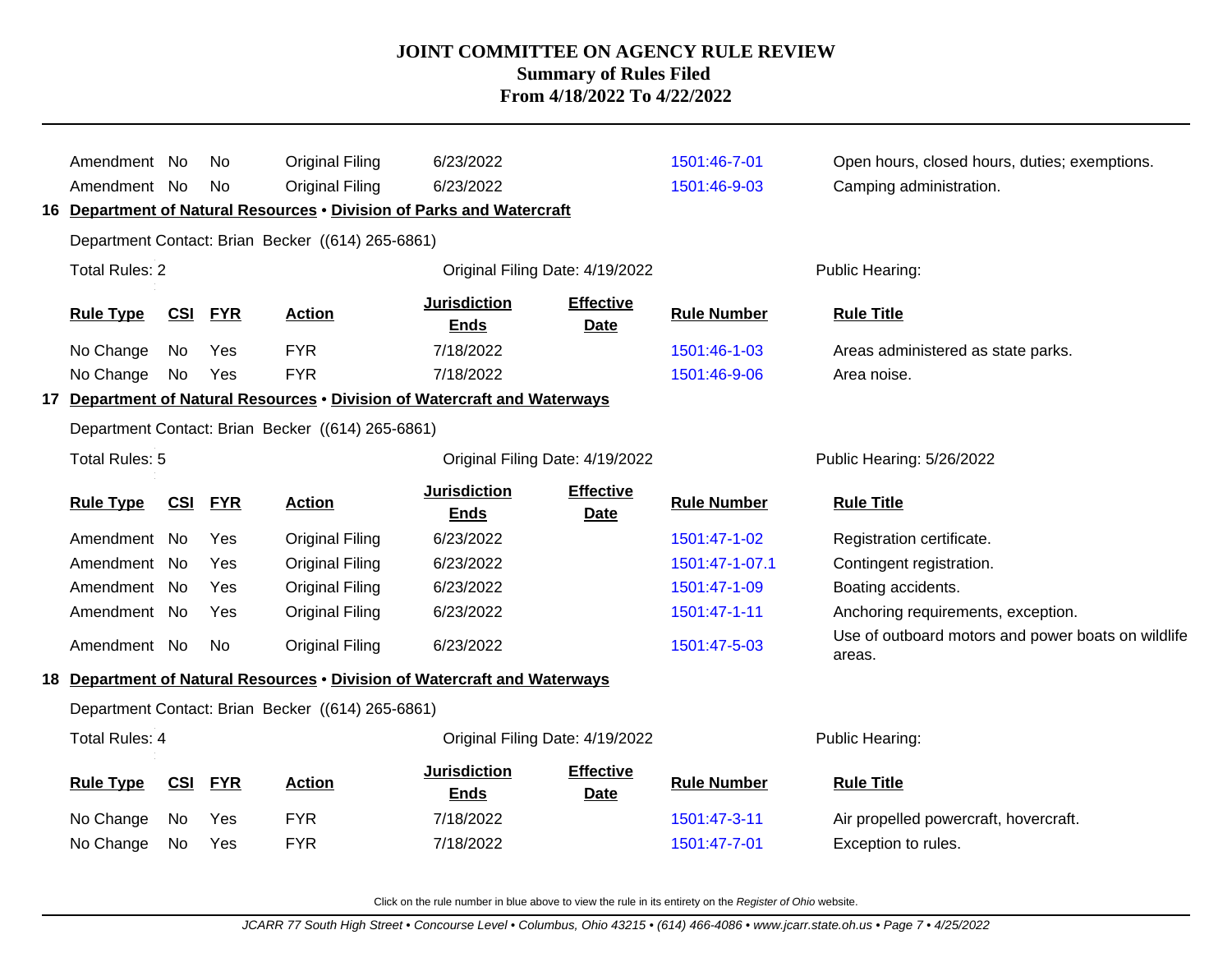| Rule Type | CSI | FYR | Action | Jurisdiction Ends | Effective Date | Rule Number | Rule Title |
|---|---|---|---|---|---|---|---|
| Amendment | No | No | Original Filing | 6/23/2022 | | 1501:46-7-01 | Open hours, closed hours, duties; exemptions. |
| Amendment | No | No | Original Filing | 6/23/2022 | | 1501:46-9-03 | Camping administration. |

## 16 Department of Natural Resources • Division of Parks and Watercraft

Department Contact: Brian Becker ((614) 265-6861)

Total Rules: 2 Original Filing Date: 4/19/2022 Public Hearing:

| Rule Type | CSI | FYR | Action | Jurisdiction Ends | Effective Date | Rule Number | Rule Title |
|---|---|---|---|---|---|---|---|
| No Change | No | Yes | FYR | 7/18/2022 | | 1501:46-1-03 | Areas administered as state parks. |
| No Change | No | Yes | FYR | 7/18/2022 | | 1501:46-9-06 | Area noise. |

## 17 Department of Natural Resources • Division of Watercraft and Waterways

Department Contact: Brian Becker ((614) 265-6861)

Total Rules: 5 Original Filing Date: 4/19/2022 Public Hearing: 5/26/2022

| Rule Type | CSI | FYR | Action | Jurisdiction Ends | Effective Date | Rule Number | Rule Title |
|---|---|---|---|---|---|---|---|
| Amendment | No | Yes | Original Filing | 6/23/2022 | | 1501:47-1-02 | Registration certificate. |
| Amendment | No | Yes | Original Filing | 6/23/2022 | | 1501:47-1-07.1 | Contingent registration. |
| Amendment | No | Yes | Original Filing | 6/23/2022 | | 1501:47-1-09 | Boating accidents. |
| Amendment | No | Yes | Original Filing | 6/23/2022 | | 1501:47-1-11 | Anchoring requirements, exception. |
| Amendment | No | No | Original Filing | 6/23/2022 | | 1501:47-5-03 | Use of outboard motors and power boats on wildlife areas. |

## 18 Department of Natural Resources • Division of Watercraft and Waterways

Department Contact: Brian Becker ((614) 265-6861)

Total Rules: 4 Original Filing Date: 4/19/2022 Public Hearing:

| Rule Type | CSI | FYR | Action | Jurisdiction Ends | Effective Date | Rule Number | Rule Title |
|---|---|---|---|---|---|---|---|
| No Change | No | Yes | FYR | 7/18/2022 | | 1501:47-3-11 | Air propelled powercraft, hovercraft. |
| No Change | No | Yes | FYR | 7/18/2022 | | 1501:47-7-01 | Exception to rules. |

Click on the rule number in blue above to view the rule in its entirety on the *Register of Ohio* website.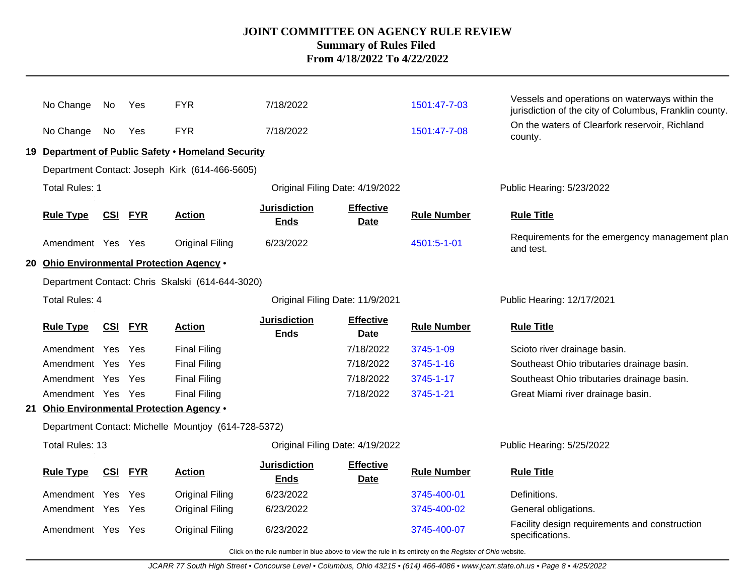| Rule Type | CSI | FYR | Action | Jurisdiction Ends | Effective Date | Rule Number | Rule Title |
|---|---|---|---|---|---|---|---|
| No Change | No | Yes | FYR | 7/18/2022 | | 1501:47-7-03 | Vessels and operations on waterways within the jurisdiction of the city of Columbus, Franklin county. |
| No Change | No | Yes | FYR | 7/18/2022 | | 1501:47-7-08 | On the waters of Clearfork reservoir, Richland county. |

## 19 Department of Public Safety • Homeland Security

Department Contact: Joseph Kirk (614-466-5605)

Total Rules: 1 | Original Filing Date: 4/19/2022 | Public Hearing: 5/23/2022

| Rule Type | CSI | FYR | Action | Jurisdiction Ends | Effective Date | Rule Number | Rule Title |
|---|---|---|---|---|---|---|---|
| Amendment | Yes | Yes | Original Filing | 6/23/2022 | | 4501:5-1-01 | Requirements for the emergency management plan and test. |

## 20 Ohio Environmental Protection Agency •

Department Contact: Chris Skalski (614-644-3020)

Total Rules: 4 | Original Filing Date: 11/9/2021 | Public Hearing: 12/17/2021

| Rule Type | CSI | FYR | Action | Jurisdiction Ends | Effective Date | Rule Number | Rule Title |
|---|---|---|---|---|---|---|---|
| Amendment | Yes | Yes | Final Filing | | 7/18/2022 | 3745-1-09 | Scioto river drainage basin. |
| Amendment | Yes | Yes | Final Filing | | 7/18/2022 | 3745-1-16 | Southeast Ohio tributaries drainage basin. |
| Amendment | Yes | Yes | Final Filing | | 7/18/2022 | 3745-1-17 | Southeast Ohio tributaries drainage basin. |
| Amendment | Yes | Yes | Final Filing | | 7/18/2022 | 3745-1-21 | Great Miami river drainage basin. |

## 21 Ohio Environmental Protection Agency •

Department Contact: Michelle Mountjoy (614-728-5372)

Total Rules: 13 | Original Filing Date: 4/19/2022 | Public Hearing: 5/25/2022

| Rule Type | CSI | FYR | Action | Jurisdiction Ends | Effective Date | Rule Number | Rule Title |
|---|---|---|---|---|---|---|---|
| Amendment | Yes | Yes | Original Filing | 6/23/2022 | | 3745-400-01 | Definitions. |
| Amendment | Yes | Yes | Original Filing | 6/23/2022 | | 3745-400-02 | General obligations. |
| Amendment | Yes | Yes | Original Filing | 6/23/2022 | | 3745-400-07 | Facility design requirements and construction specifications. |

Click on the rule number in blue above to view the rule in its entirety on the *Register of Ohio* website.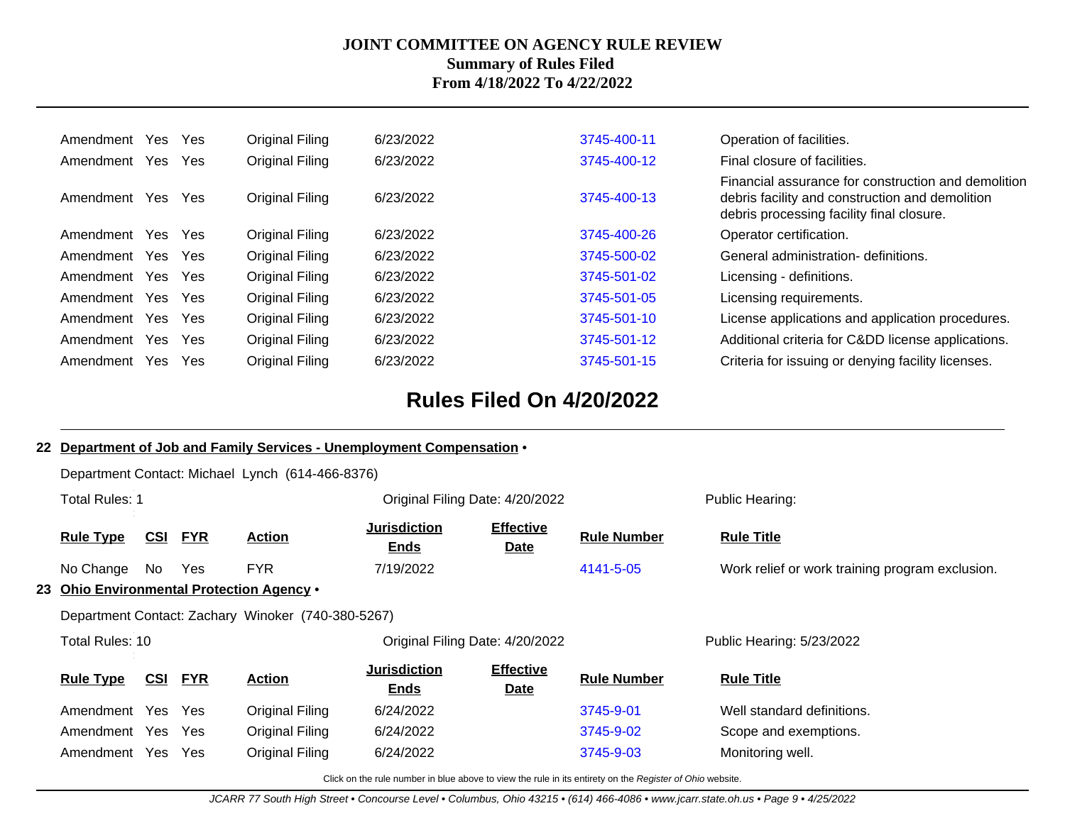| Rule Type | CSI | FYR | Action | Jurisdiction Ends | Effective Date | Rule Number | Rule Title |
|---|---|---|---|---|---|---|---|
| Amendment | Yes | Yes | Original Filing | 6/23/2022 | | 3745-400-11 | Operation of facilities. |
| Amendment | Yes | Yes | Original Filing | 6/23/2022 | | 3745-400-12 | Final closure of facilities. |
| Amendment | Yes | Yes | Original Filing | 6/23/2022 | | 3745-400-13 | Financial assurance for construction and demolition debris facility and construction and demolition debris processing facility final closure. |
| Amendment | Yes | Yes | Original Filing | 6/23/2022 | | 3745-400-26 | Operator certification. |
| Amendment | Yes | Yes | Original Filing | 6/23/2022 | | 3745-500-02 | General administration- definitions. |
| Amendment | Yes | Yes | Original Filing | 6/23/2022 | | 3745-501-02 | Licensing - definitions. |
| Amendment | Yes | Yes | Original Filing | 6/23/2022 | | 3745-501-05 | Licensing requirements. |
| Amendment | Yes | Yes | Original Filing | 6/23/2022 | | 3745-501-10 | License applications and application procedures. |
| Amendment | Yes | Yes | Original Filing | 6/23/2022 | | 3745-501-12 | Additional criteria for C&DD license applications. |
| Amendment | Yes | Yes | Original Filing | 6/23/2022 | | 3745-501-15 | Criteria for issuing or denying facility licenses. |

## Rules Filed On 4/20/2022

**22 Department of Job and Family Services - Unemployment Compensation •**

Department Contact: Michael Lynch (614-466-8376)

Total Rules: 1 | Original Filing Date: 4/20/2022 | Public Hearing:

| Rule Type | CSI | FYR | Action | Jurisdiction Ends | Effective Date | Rule Number | Rule Title |
|---|---|---|---|---|---|---|---|
| No Change | No | Yes | FYR | 7/19/2022 | | 4141-5-05 | Work relief or work training program exclusion. |

**23 Ohio Environmental Protection Agency •**

Department Contact: Zachary Winoker (740-380-5267)

Total Rules: 10 | Original Filing Date: 4/20/2022 | Public Hearing: 5/23/2022

| Rule Type | CSI | FYR | Action | Jurisdiction Ends | Effective Date | Rule Number | Rule Title |
|---|---|---|---|---|---|---|---|
| Amendment | Yes | Yes | Original Filing | 6/24/2022 | | 3745-9-01 | Well standard definitions. |
| Amendment | Yes | Yes | Original Filing | 6/24/2022 | | 3745-9-02 | Scope and exemptions. |
| Amendment | Yes | Yes | Original Filing | 6/24/2022 | | 3745-9-03 | Monitoring well. |

Click on the rule number in blue above to view the rule in its entirety on the *Register of Ohio* website.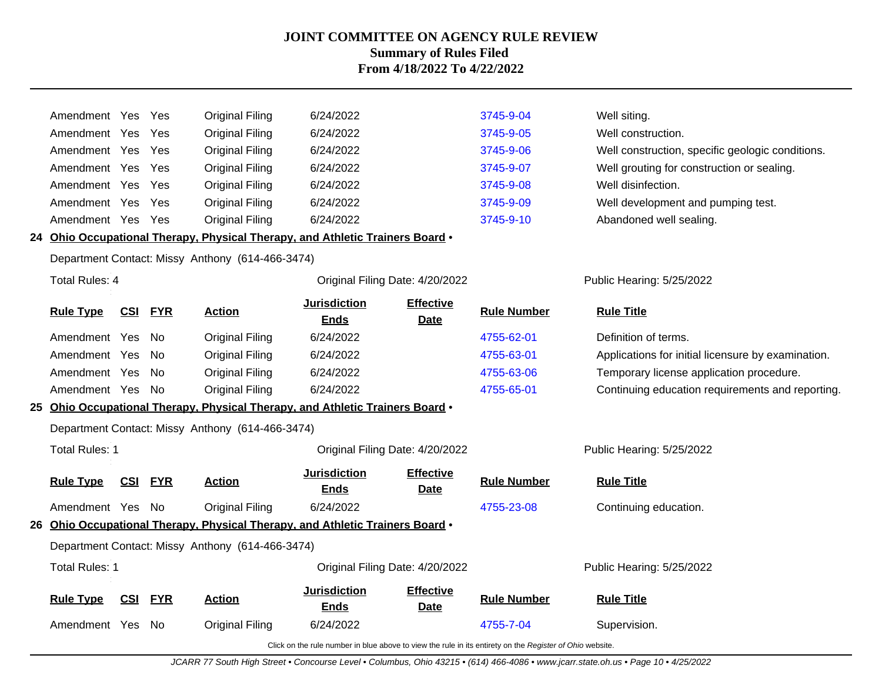| Rule Type | CSI | FYR | Action | Jurisdiction Ends | Effective Date | Rule Number | Rule Title |
|---|---|---|---|---|---|---|---|
| Amendment | Yes | Yes | Original Filing | 6/24/2022 | | 3745-9-04 | Well siting. |
| Amendment | Yes | Yes | Original Filing | 6/24/2022 | | 3745-9-05 | Well construction. |
| Amendment | Yes | Yes | Original Filing | 6/24/2022 | | 3745-9-06 | Well construction, specific geologic conditions. |
| Amendment | Yes | Yes | Original Filing | 6/24/2022 | | 3745-9-07 | Well grouting for construction or sealing. |
| Amendment | Yes | Yes | Original Filing | 6/24/2022 | | 3745-9-08 | Well disinfection. |
| Amendment | Yes | Yes | Original Filing | 6/24/2022 | | 3745-9-09 | Well development and pumping test. |
| Amendment | Yes | Yes | Original Filing | 6/24/2022 | | 3745-9-10 | Abandoned well sealing. |

### 24 Ohio Occupational Therapy, Physical Therapy, and Athletic Trainers Board •

Department Contact: Missy Anthony (614-466-3474)

Total Rules: 4 — Original Filing Date: 4/20/2022 — Public Hearing: 5/25/2022

| Rule Type | CSI | FYR | Action | Jurisdiction Ends | Effective Date | Rule Number | Rule Title |
|---|---|---|---|---|---|---|---|
| Amendment | Yes | No | Original Filing | 6/24/2022 | | 4755-62-01 | Definition of terms. |
| Amendment | Yes | No | Original Filing | 6/24/2022 | | 4755-63-01 | Applications for initial licensure by examination. |
| Amendment | Yes | No | Original Filing | 6/24/2022 | | 4755-63-06 | Temporary license application procedure. |
| Amendment | Yes | No | Original Filing | 6/24/2022 | | 4755-65-01 | Continuing education requirements and reporting. |

### 25 Ohio Occupational Therapy, Physical Therapy, and Athletic Trainers Board •

Department Contact: Missy Anthony (614-466-3474)

Total Rules: 1 — Original Filing Date: 4/20/2022 — Public Hearing: 5/25/2022

| Rule Type | CSI | FYR | Action | Jurisdiction Ends | Effective Date | Rule Number | Rule Title |
|---|---|---|---|---|---|---|---|
| Amendment | Yes | No | Original Filing | 6/24/2022 | | 4755-23-08 | Continuing education. |

### 26 Ohio Occupational Therapy, Physical Therapy, and Athletic Trainers Board •

Department Contact: Missy Anthony (614-466-3474)

Total Rules: 1 — Original Filing Date: 4/20/2022 — Public Hearing: 5/25/2022

| Rule Type | CSI | FYR | Action | Jurisdiction Ends | Effective Date | Rule Number | Rule Title |
|---|---|---|---|---|---|---|---|
| Amendment | Yes | No | Original Filing | 6/24/2022 | | 4755-7-04 | Supervision. |

Click on the rule number in blue above to view the rule in its entirety on the *Register of Ohio* website.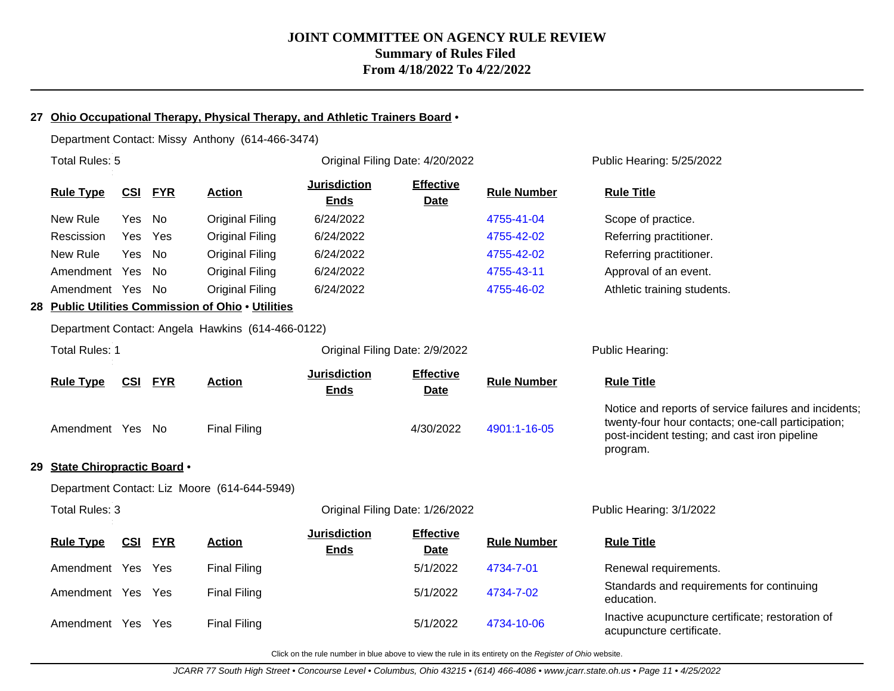# JOINT COMMITTEE ON AGENCY RULE REVIEW
## Summary of Rules Filed
## From 4/18/2022 To 4/22/2022

### 27 Ohio Occupational Therapy, Physical Therapy, and Athletic Trainers Board •

Department Contact: Missy Anthony (614-466-3474)

Total Rules: 5 | Original Filing Date: 4/20/2022 | Public Hearing: 5/25/2022

| Rule Type | CSI | FYR | Action | Jurisdiction Ends | Effective Date | Rule Number | Rule Title |
|---|---|---|---|---|---|---|---|
| New Rule | Yes | No | Original Filing | 6/24/2022 | | 4755-41-04 | Scope of practice. |
| Rescission | Yes | Yes | Original Filing | 6/24/2022 | | 4755-42-02 | Referring practitioner. |
| New Rule | Yes | No | Original Filing | 6/24/2022 | | 4755-42-02 | Referring practitioner. |
| Amendment | Yes | No | Original Filing | 6/24/2022 | | 4755-43-11 | Approval of an event. |
| Amendment | Yes | No | Original Filing | 6/24/2022 | | 4755-46-02 | Athletic training students. |

### 28 Public Utilities Commission of Ohio • Utilities

Department Contact: Angela Hawkins (614-466-0122)

Total Rules: 1 | Original Filing Date: 2/9/2022 | Public Hearing:

| Rule Type | CSI | FYR | Action | Jurisdiction Ends | Effective Date | Rule Number | Rule Title |
|---|---|---|---|---|---|---|---|
| Amendment | Yes | No | Final Filing | | 4/30/2022 | 4901:1-16-05 | Notice and reports of service failures and incidents; twenty-four hour contacts; one-call participation; post-incident testing; and cast iron pipeline program. |

### 29 State Chiropractic Board •

Department Contact: Liz Moore (614-644-5949)

Total Rules: 3 | Original Filing Date: 1/26/2022 | Public Hearing: 3/1/2022

| Rule Type | CSI | FYR | Action | Jurisdiction Ends | Effective Date | Rule Number | Rule Title |
|---|---|---|---|---|---|---|---|
| Amendment | Yes | Yes | Final Filing | | 5/1/2022 | 4734-7-01 | Renewal requirements. |
| Amendment | Yes | Yes | Final Filing | | 5/1/2022 | 4734-7-02 | Standards and requirements for continuing education. |
| Amendment | Yes | Yes | Final Filing | | 5/1/2022 | 4734-10-06 | Inactive acupuncture certificate; restoration of acupuncture certificate. |

Click on the rule number in blue above to view the rule in its entirety on the *Register of Ohio* website.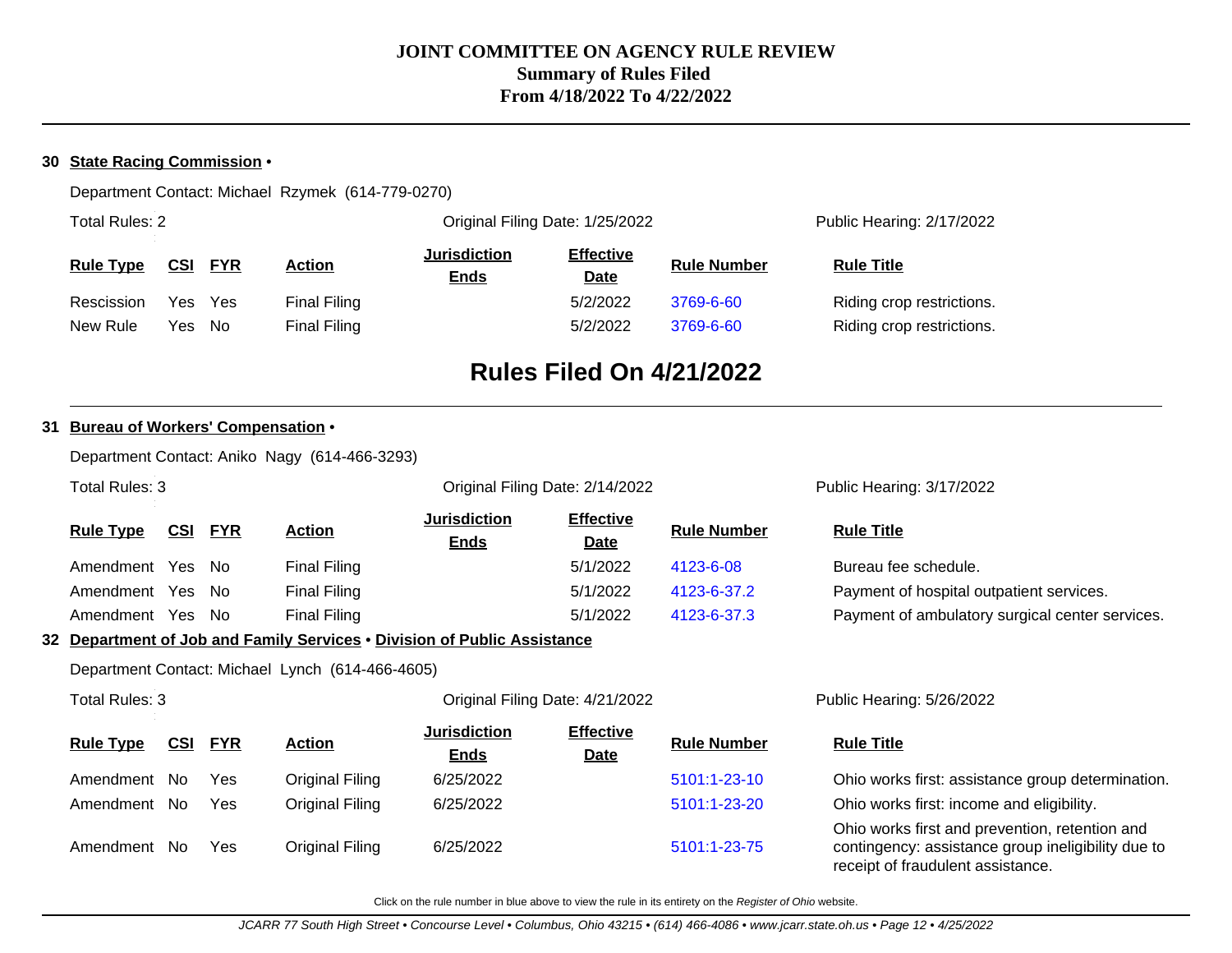# JOINT COMMITTEE ON AGENCY RULE REVIEW
## Summary of Rules Filed
## From 4/18/2022 To 4/22/2022

**30 State Racing Commission •**

Department Contact: Michael Rzymek (614-779-0270)

Total Rules: 2 | Original Filing Date: 1/25/2022 | Public Hearing: 2/17/2022

| Rule Type | CSI | FYR | Action | Jurisdiction Ends | Effective Date | Rule Number | Rule Title |
|---|---|---|---|---|---|---|---|
| Rescission | Yes | Yes | Final Filing | | 5/2/2022 | 3769-6-60 | Riding crop restrictions. |
| New Rule | Yes | No | Final Filing | | 5/2/2022 | 3769-6-60 | Riding crop restrictions. |

## Rules Filed On 4/21/2022

**31 Bureau of Workers' Compensation •**

Department Contact: Aniko Nagy (614-466-3293)

Total Rules: 3 | Original Filing Date: 2/14/2022 | Public Hearing: 3/17/2022

| Rule Type | CSI | FYR | Action | Jurisdiction Ends | Effective Date | Rule Number | Rule Title |
|---|---|---|---|---|---|---|---|
| Amendment | Yes | No | Final Filing | | 5/1/2022 | 4123-6-08 | Bureau fee schedule. |
| Amendment | Yes | No | Final Filing | | 5/1/2022 | 4123-6-37.2 | Payment of hospital outpatient services. |
| Amendment | Yes | No | Final Filing | | 5/1/2022 | 4123-6-37.3 | Payment of ambulatory surgical center services. |

**32 Department of Job and Family Services • Division of Public Assistance**

Department Contact: Michael Lynch (614-466-4605)

Total Rules: 3 | Original Filing Date: 4/21/2022 | Public Hearing: 5/26/2022

| Rule Type | CSI | FYR | Action | Jurisdiction Ends | Effective Date | Rule Number | Rule Title |
|---|---|---|---|---|---|---|---|
| Amendment | No | Yes | Original Filing | 6/25/2022 | | 5101:1-23-10 | Ohio works first: assistance group determination. |
| Amendment | No | Yes | Original Filing | 6/25/2022 | | 5101:1-23-20 | Ohio works first: income and eligibility. |
| Amendment | No | Yes | Original Filing | 6/25/2022 | | 5101:1-23-75 | Ohio works first and prevention, retention and contingency: assistance group ineligibility due to receipt of fraudulent assistance. |

Click on the rule number in blue above to view the rule in its entirety on the *Register of Ohio* website.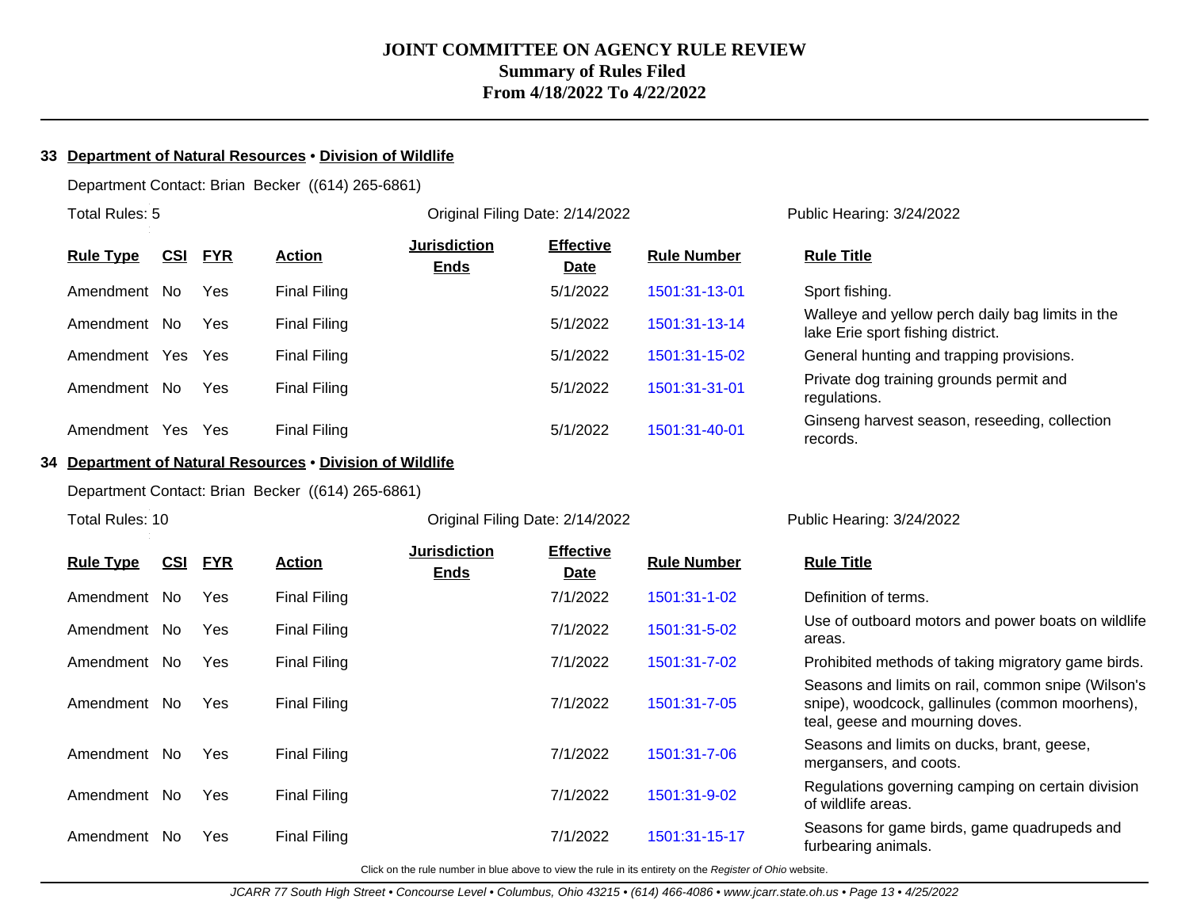# JOINT COMMITTEE ON AGENCY RULE REVIEW
## Summary of Rules Filed
## From 4/18/2022 To 4/22/2022

### 33 Department of Natural Resources • Division of Wildlife

Department Contact: Brian Becker ((614) 265-6861)

Total Rules: 5 | Original Filing Date: 2/14/2022 | Public Hearing: 3/24/2022

| Rule Type | CSI | FYR | Action | Jurisdiction Ends | Effective Date | Rule Number | Rule Title |
|---|---|---|---|---|---|---|---|
| Amendment | No | Yes | Final Filing | | 5/1/2022 | 1501:31-13-01 | Sport fishing. |
| Amendment | No | Yes | Final Filing | | 5/1/2022 | 1501:31-13-14 | Walleye and yellow perch daily bag limits in the lake Erie sport fishing district. |
| Amendment | Yes | Yes | Final Filing | | 5/1/2022 | 1501:31-15-02 | General hunting and trapping provisions. |
| Amendment | No | Yes | Final Filing | | 5/1/2022 | 1501:31-31-01 | Private dog training grounds permit and regulations. |
| Amendment | Yes | Yes | Final Filing | | 5/1/2022 | 1501:31-40-01 | Ginseng harvest season, reseeding, collection records. |

### 34 Department of Natural Resources • Division of Wildlife

Department Contact: Brian Becker ((614) 265-6861)

Total Rules: 10 | Original Filing Date: 2/14/2022 | Public Hearing: 3/24/2022

| Rule Type | CSI | FYR | Action | Jurisdiction Ends | Effective Date | Rule Number | Rule Title |
|---|---|---|---|---|---|---|---|
| Amendment | No | Yes | Final Filing | | 7/1/2022 | 1501:31-1-02 | Definition of terms. |
| Amendment | No | Yes | Final Filing | | 7/1/2022 | 1501:31-5-02 | Use of outboard motors and power boats on wildlife areas. |
| Amendment | No | Yes | Final Filing | | 7/1/2022 | 1501:31-7-02 | Prohibited methods of taking migratory game birds. |
| Amendment | No | Yes | Final Filing | | 7/1/2022 | 1501:31-7-05 | Seasons and limits on rail, common snipe (Wilson's snipe), woodcock, gallinules (common moorhens), teal, geese and mourning doves. |
| Amendment | No | Yes | Final Filing | | 7/1/2022 | 1501:31-7-06 | Seasons and limits on ducks, brant, geese, mergansers, and coots. |
| Amendment | No | Yes | Final Filing | | 7/1/2022 | 1501:31-9-02 | Regulations governing camping on certain division of wildlife areas. |
| Amendment | No | Yes | Final Filing | | 7/1/2022 | 1501:31-15-17 | Seasons for game birds, game quadrupeds and furbearing animals. |

Click on the rule number in blue above to view the rule in its entirety on the *Register of Ohio* website.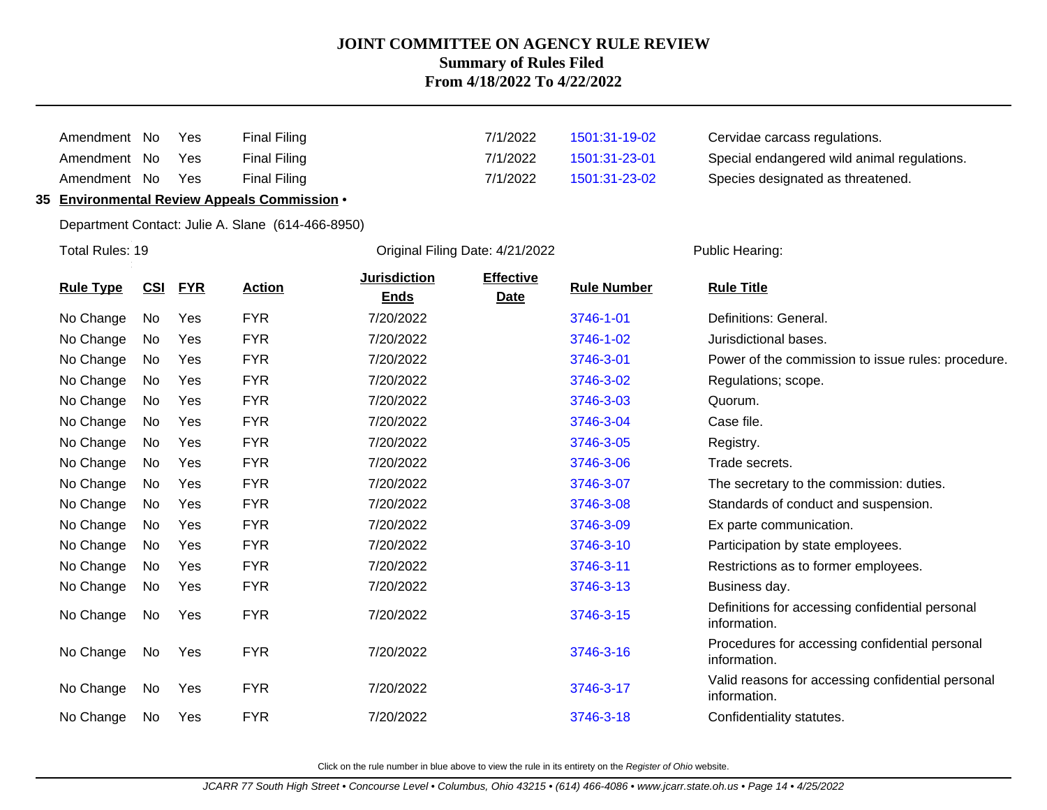| | | | | | | | |
|---|---|---|---|---|---|---|---|
| Amendment | No | Yes | Final Filing | | 7/1/2022 | 1501:31-19-02 | Cervidae carcass regulations. |
| Amendment | No | Yes | Final Filing | | 7/1/2022 | 1501:31-23-01 | Special endangered wild animal regulations. |
| Amendment | No | Yes | Final Filing | | 7/1/2022 | 1501:31-23-02 | Species designated as threatened. |

## 35 Environmental Review Appeals Commission •

Department Contact: Julie A. Slane (614-466-8950)

Total Rules: 19 | Original Filing Date: 4/21/2022 | Public Hearing:

| Rule Type | CSI | FYR | Action | Jurisdiction Ends | Effective Date | Rule Number | Rule Title |
|---|---|---|---|---|---|---|---|
| No Change | No | Yes | FYR | 7/20/2022 | | 3746-1-01 | Definitions: General. |
| No Change | No | Yes | FYR | 7/20/2022 | | 3746-1-02 | Jurisdictional bases. |
| No Change | No | Yes | FYR | 7/20/2022 | | 3746-3-01 | Power of the commission to issue rules: procedure. |
| No Change | No | Yes | FYR | 7/20/2022 | | 3746-3-02 | Regulations; scope. |
| No Change | No | Yes | FYR | 7/20/2022 | | 3746-3-03 | Quorum. |
| No Change | No | Yes | FYR | 7/20/2022 | | 3746-3-04 | Case file. |
| No Change | No | Yes | FYR | 7/20/2022 | | 3746-3-05 | Registry. |
| No Change | No | Yes | FYR | 7/20/2022 | | 3746-3-06 | Trade secrets. |
| No Change | No | Yes | FYR | 7/20/2022 | | 3746-3-07 | The secretary to the commission: duties. |
| No Change | No | Yes | FYR | 7/20/2022 | | 3746-3-08 | Standards of conduct and suspension. |
| No Change | No | Yes | FYR | 7/20/2022 | | 3746-3-09 | Ex parte communication. |
| No Change | No | Yes | FYR | 7/20/2022 | | 3746-3-10 | Participation by state employees. |
| No Change | No | Yes | FYR | 7/20/2022 | | 3746-3-11 | Restrictions as to former employees. |
| No Change | No | Yes | FYR | 7/20/2022 | | 3746-3-13 | Business day. |
| No Change | No | Yes | FYR | 7/20/2022 | | 3746-3-15 | Definitions for accessing confidential personal information. |
| No Change | No | Yes | FYR | 7/20/2022 | | 3746-3-16 | Procedures for accessing confidential personal information. |
| No Change | No | Yes | FYR | 7/20/2022 | | 3746-3-17 | Valid reasons for accessing confidential personal information. |
| No Change | No | Yes | FYR | 7/20/2022 | | 3746-3-18 | Confidentiality statutes. |

Click on the rule number in blue above to view the rule in its entirety on the *Register of Ohio* website.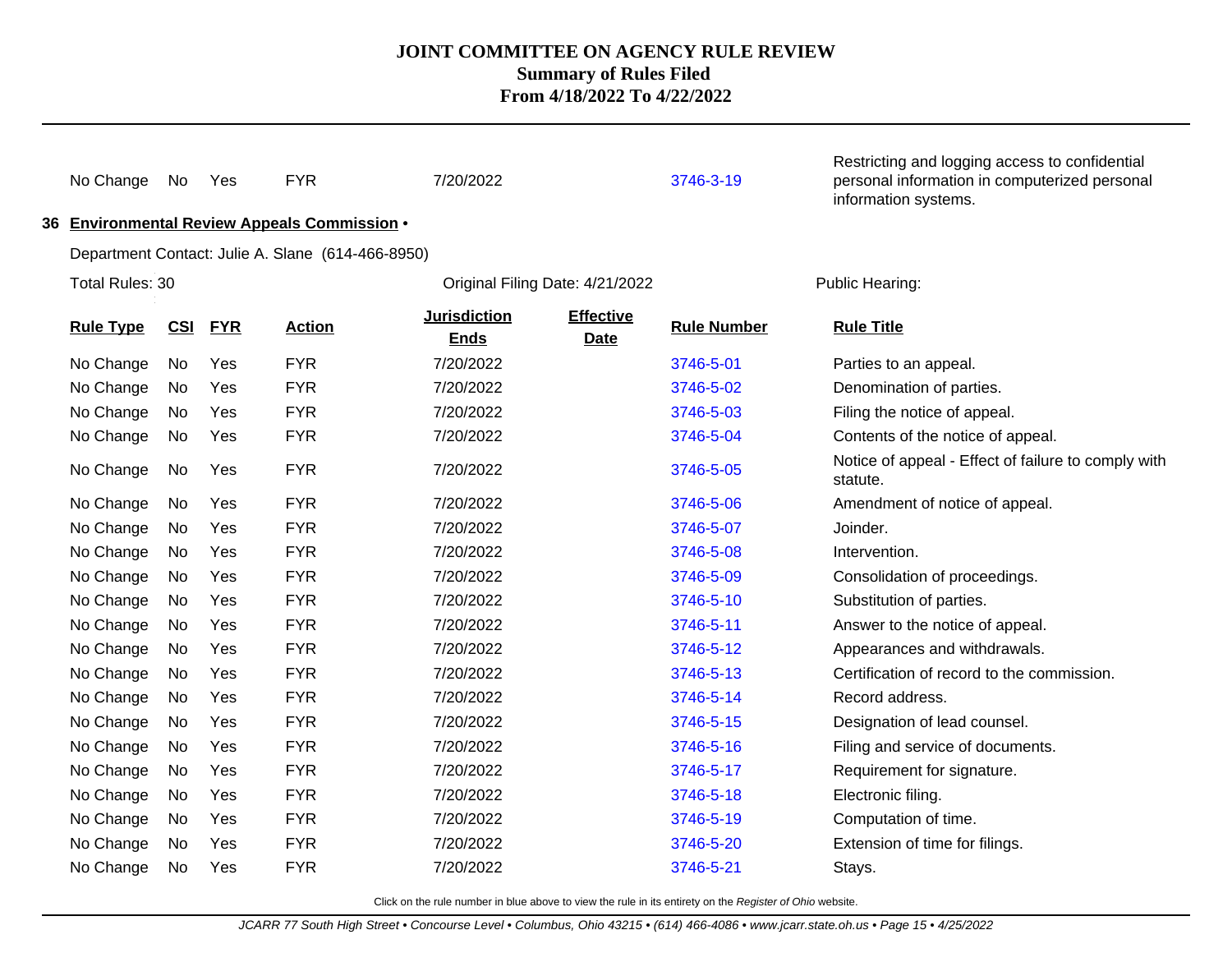# JOINT COMMITTEE ON AGENCY RULE REVIEW
## Summary of Rules Filed
### From 4/18/2022 To 4/22/2022

| Rule Type | CSI | FYR | Action | Jurisdiction Ends | Effective Date | Rule Number | Rule Title |
|---|---|---|---|---|---|---|---|
| No Change | No | Yes | FYR | 7/20/2022 | | 3746-3-19 | Restricting and logging access to confidential personal information in computerized personal information systems. |

**36 Environmental Review Appeals Commission •**

Department Contact: Julie A. Slane (614-466-8950)

Total Rules: 30 | Original Filing Date: 4/21/2022 | Public Hearing:

| Rule Type | CSI | FYR | Action | Jurisdiction Ends | Effective Date | Rule Number | Rule Title |
|---|---|---|---|---|---|---|---|
| No Change | No | Yes | FYR | 7/20/2022 | | 3746-5-01 | Parties to an appeal. |
| No Change | No | Yes | FYR | 7/20/2022 | | 3746-5-02 | Denomination of parties. |
| No Change | No | Yes | FYR | 7/20/2022 | | 3746-5-03 | Filing the notice of appeal. |
| No Change | No | Yes | FYR | 7/20/2022 | | 3746-5-04 | Contents of the notice of appeal. |
| No Change | No | Yes | FYR | 7/20/2022 | | 3746-5-05 | Notice of appeal - Effect of failure to comply with statute. |
| No Change | No | Yes | FYR | 7/20/2022 | | 3746-5-06 | Amendment of notice of appeal. |
| No Change | No | Yes | FYR | 7/20/2022 | | 3746-5-07 | Joinder. |
| No Change | No | Yes | FYR | 7/20/2022 | | 3746-5-08 | Intervention. |
| No Change | No | Yes | FYR | 7/20/2022 | | 3746-5-09 | Consolidation of proceedings. |
| No Change | No | Yes | FYR | 7/20/2022 | | 3746-5-10 | Substitution of parties. |
| No Change | No | Yes | FYR | 7/20/2022 | | 3746-5-11 | Answer to the notice of appeal. |
| No Change | No | Yes | FYR | 7/20/2022 | | 3746-5-12 | Appearances and withdrawals. |
| No Change | No | Yes | FYR | 7/20/2022 | | 3746-5-13 | Certification of record to the commission. |
| No Change | No | Yes | FYR | 7/20/2022 | | 3746-5-14 | Record address. |
| No Change | No | Yes | FYR | 7/20/2022 | | 3746-5-15 | Designation of lead counsel. |
| No Change | No | Yes | FYR | 7/20/2022 | | 3746-5-16 | Filing and service of documents. |
| No Change | No | Yes | FYR | 7/20/2022 | | 3746-5-17 | Requirement for signature. |
| No Change | No | Yes | FYR | 7/20/2022 | | 3746-5-18 | Electronic filing. |
| No Change | No | Yes | FYR | 7/20/2022 | | 3746-5-19 | Computation of time. |
| No Change | No | Yes | FYR | 7/20/2022 | | 3746-5-20 | Extension of time for filings. |
| No Change | No | Yes | FYR | 7/20/2022 | | 3746-5-21 | Stays. |

Click on the rule number in blue above to view the rule in its entirety on the *Register of Ohio* website.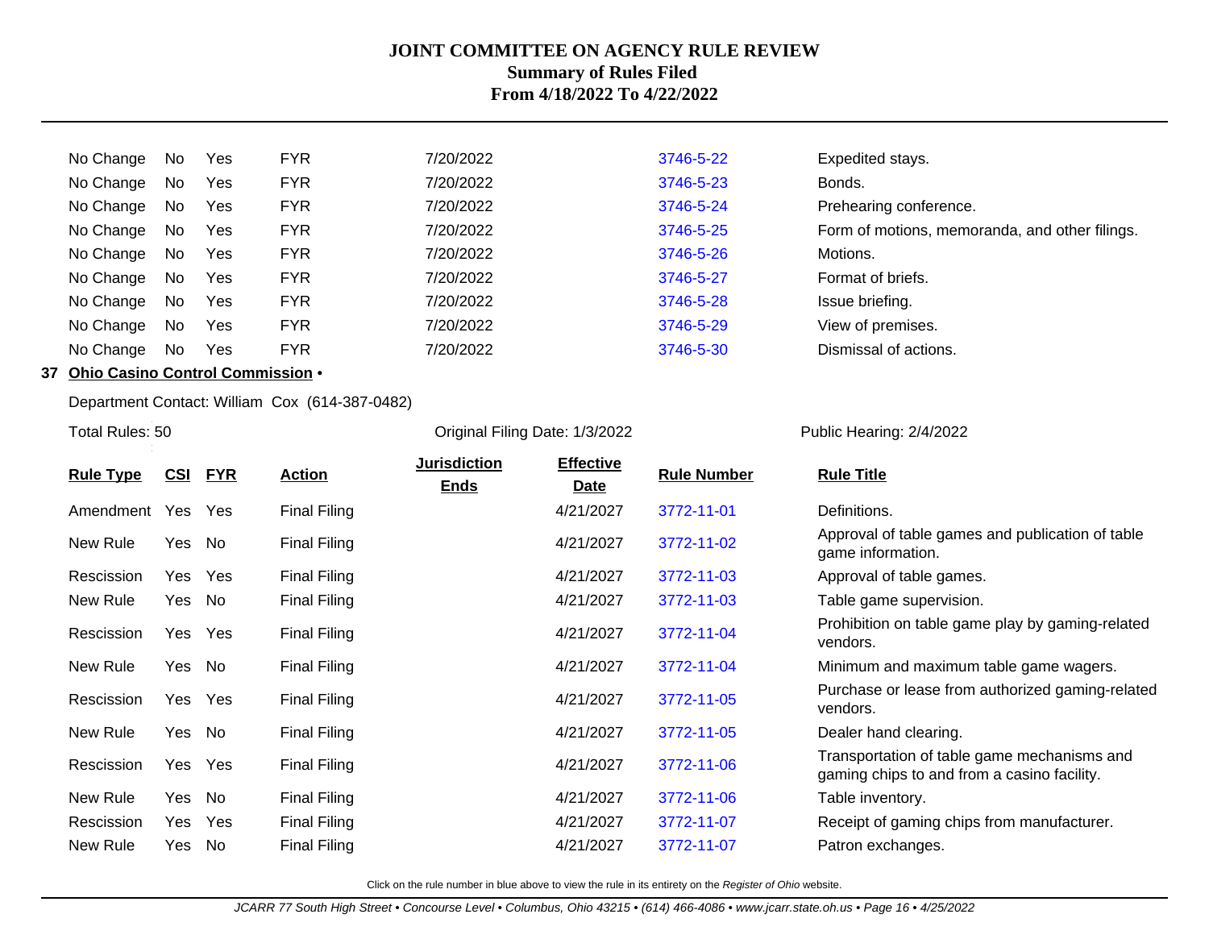# JOINT COMMITTEE ON AGENCY RULE REVIEW
## Summary of Rules Filed
### From 4/18/2022 To 4/22/2022

| | | | | | | | |
|---|---|---|---|---|---|---|---|
| No Change | No | Yes | FYR | 7/20/2022 | | 3746-5-22 | Expedited stays. |
| No Change | No | Yes | FYR | 7/20/2022 | | 3746-5-23 | Bonds. |
| No Change | No | Yes | FYR | 7/20/2022 | | 3746-5-24 | Prehearing conference. |
| No Change | No | Yes | FYR | 7/20/2022 | | 3746-5-25 | Form of motions, memoranda, and other filings. |
| No Change | No | Yes | FYR | 7/20/2022 | | 3746-5-26 | Motions. |
| No Change | No | Yes | FYR | 7/20/2022 | | 3746-5-27 | Format of briefs. |
| No Change | No | Yes | FYR | 7/20/2022 | | 3746-5-28 | Issue briefing. |
| No Change | No | Yes | FYR | 7/20/2022 | | 3746-5-29 | View of premises. |
| No Change | No | Yes | FYR | 7/20/2022 | | 3746-5-30 | Dismissal of actions. |

**37 Ohio Casino Control Commission •**

Department Contact: William Cox (614-387-0482)

Total Rules: 50 — Original Filing Date: 1/3/2022 — Public Hearing: 2/4/2022

| Rule Type | CSI | FYR | Action | Jurisdiction Ends | Effective Date | Rule Number | Rule Title |
|---|---|---|---|---|---|---|---|
| Amendment | Yes | Yes | Final Filing | | 4/21/2027 | 3772-11-01 | Definitions. |
| New Rule | Yes | No | Final Filing | | 4/21/2027 | 3772-11-02 | Approval of table games and publication of table game information. |
| Rescission | Yes | Yes | Final Filing | | 4/21/2027 | 3772-11-03 | Approval of table games. |
| New Rule | Yes | No | Final Filing | | 4/21/2027 | 3772-11-03 | Table game supervision. |
| Rescission | Yes | Yes | Final Filing | | 4/21/2027 | 3772-11-04 | Prohibition on table game play by gaming-related vendors. |
| New Rule | Yes | No | Final Filing | | 4/21/2027 | 3772-11-04 | Minimum and maximum table game wagers. |
| Rescission | Yes | Yes | Final Filing | | 4/21/2027 | 3772-11-05 | Purchase or lease from authorized gaming-related vendors. |
| New Rule | Yes | No | Final Filing | | 4/21/2027 | 3772-11-05 | Dealer hand clearing. |
| Rescission | Yes | Yes | Final Filing | | 4/21/2027 | 3772-11-06 | Transportation of table game mechanisms and gaming chips to and from a casino facility. |
| New Rule | Yes | No | Final Filing | | 4/21/2027 | 3772-11-06 | Table inventory. |
| Rescission | Yes | Yes | Final Filing | | 4/21/2027 | 3772-11-07 | Receipt of gaming chips from manufacturer. |
| New Rule | Yes | No | Final Filing | | 4/21/2027 | 3772-11-07 | Patron exchanges. |

Click on the rule number in blue above to view the rule in its entirety on the *Register of Ohio* website.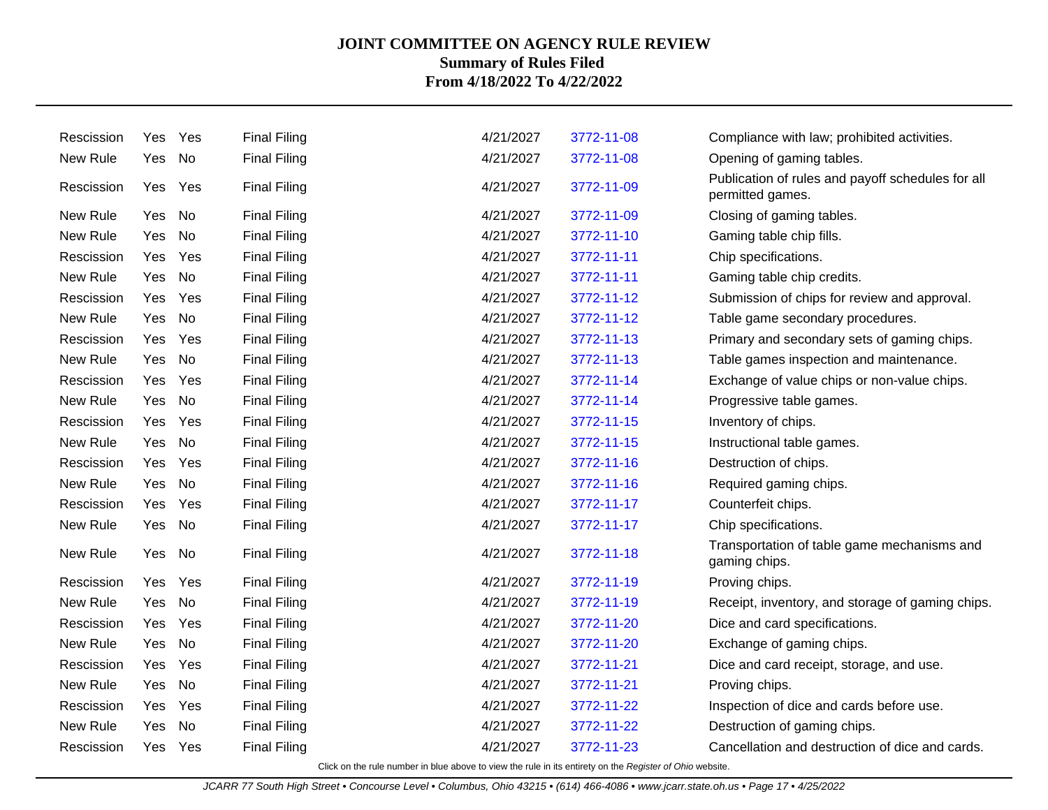# JOINT COMMITTEE ON AGENCY RULE REVIEW

## Summary of Rules Filed

### From 4/18/2022 To 4/22/2022

| | | | | | | |
|---|---|---|---|---|---|---|
| Rescission | Yes | Yes | Final Filing | 4/21/2027 | 3772-11-08 | Compliance with law; prohibited activities. |
| New Rule | Yes | No | Final Filing | 4/21/2027 | 3772-11-08 | Opening of gaming tables. |
| Rescission | Yes | Yes | Final Filing | 4/21/2027 | 3772-11-09 | Publication of rules and payoff schedules for all permitted games. |
| New Rule | Yes | No | Final Filing | 4/21/2027 | 3772-11-09 | Closing of gaming tables. |
| New Rule | Yes | No | Final Filing | 4/21/2027 | 3772-11-10 | Gaming table chip fills. |
| Rescission | Yes | Yes | Final Filing | 4/21/2027 | 3772-11-11 | Chip specifications. |
| New Rule | Yes | No | Final Filing | 4/21/2027 | 3772-11-11 | Gaming table chip credits. |
| Rescission | Yes | Yes | Final Filing | 4/21/2027 | 3772-11-12 | Submission of chips for review and approval. |
| New Rule | Yes | No | Final Filing | 4/21/2027 | 3772-11-12 | Table game secondary procedures. |
| Rescission | Yes | Yes | Final Filing | 4/21/2027 | 3772-11-13 | Primary and secondary sets of gaming chips. |
| New Rule | Yes | No | Final Filing | 4/21/2027 | 3772-11-13 | Table games inspection and maintenance. |
| Rescission | Yes | Yes | Final Filing | 4/21/2027 | 3772-11-14 | Exchange of value chips or non-value chips. |
| New Rule | Yes | No | Final Filing | 4/21/2027 | 3772-11-14 | Progressive table games. |
| Rescission | Yes | Yes | Final Filing | 4/21/2027 | 3772-11-15 | Inventory of chips. |
| New Rule | Yes | No | Final Filing | 4/21/2027 | 3772-11-15 | Instructional table games. |
| Rescission | Yes | Yes | Final Filing | 4/21/2027 | 3772-11-16 | Destruction of chips. |
| New Rule | Yes | No | Final Filing | 4/21/2027 | 3772-11-16 | Required gaming chips. |
| Rescission | Yes | Yes | Final Filing | 4/21/2027 | 3772-11-17 | Counterfeit chips. |
| New Rule | Yes | No | Final Filing | 4/21/2027 | 3772-11-17 | Chip specifications. |
| New Rule | Yes | No | Final Filing | 4/21/2027 | 3772-11-18 | Transportation of table game mechanisms and gaming chips. |
| Rescission | Yes | Yes | Final Filing | 4/21/2027 | 3772-11-19 | Proving chips. |
| New Rule | Yes | No | Final Filing | 4/21/2027 | 3772-11-19 | Receipt, inventory, and storage of gaming chips. |
| Rescission | Yes | Yes | Final Filing | 4/21/2027 | 3772-11-20 | Dice and card specifications. |
| New Rule | Yes | No | Final Filing | 4/21/2027 | 3772-11-20 | Exchange of gaming chips. |
| Rescission | Yes | Yes | Final Filing | 4/21/2027 | 3772-11-21 | Dice and card receipt, storage, and use. |
| New Rule | Yes | No | Final Filing | 4/21/2027 | 3772-11-21 | Proving chips. |
| Rescission | Yes | Yes | Final Filing | 4/21/2027 | 3772-11-22 | Inspection of dice and cards before use. |
| New Rule | Yes | No | Final Filing | 4/21/2027 | 3772-11-22 | Destruction of gaming chips. |
| Rescission | Yes | Yes | Final Filing | 4/21/2027 | 3772-11-23 | Cancellation and destruction of dice and cards. |

Click on the rule number in blue above to view the rule in its entirety on the *Register of Ohio* website.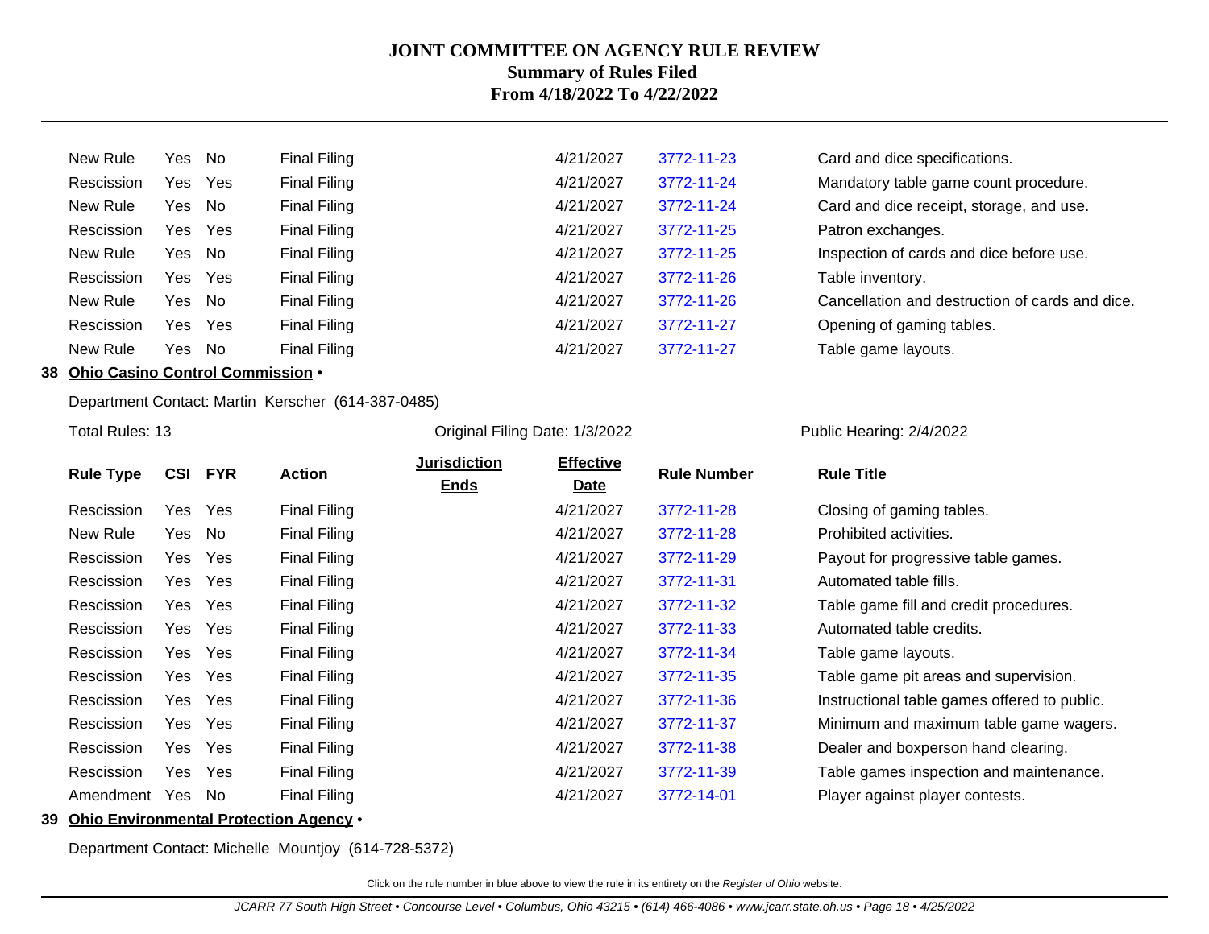# JOINT COMMITTEE ON AGENCY RULE REVIEW
## Summary of Rules Filed
## From 4/18/2022 To 4/22/2022

| Rule Type | CSI | FYR | Action | Jurisdiction Ends | Effective Date | Rule Number | Rule Title |
|---|---|---|---|---|---|---|---|
| New Rule | Yes | No | Final Filing | | 4/21/2027 | 3772-11-23 | Card and dice specifications. |
| Rescission | Yes | Yes | Final Filing | | 4/21/2027 | 3772-11-24 | Mandatory table game count procedure. |
| New Rule | Yes | No | Final Filing | | 4/21/2027 | 3772-11-24 | Card and dice receipt, storage, and use. |
| Rescission | Yes | Yes | Final Filing | | 4/21/2027 | 3772-11-25 | Patron exchanges. |
| New Rule | Yes | No | Final Filing | | 4/21/2027 | 3772-11-25 | Inspection of cards and dice before use. |
| Rescission | Yes | Yes | Final Filing | | 4/21/2027 | 3772-11-26 | Table inventory. |
| New Rule | Yes | No | Final Filing | | 4/21/2027 | 3772-11-26 | Cancellation and destruction of cards and dice. |
| Rescission | Yes | Yes | Final Filing | | 4/21/2027 | 3772-11-27 | Opening of gaming tables. |
| New Rule | Yes | No | Final Filing | | 4/21/2027 | 3772-11-27 | Table game layouts. |

**38 Ohio Casino Control Commission •**

Department Contact: Martin Kerscher (614-387-0485)

Total Rules: 13 | Original Filing Date: 1/3/2022 | Public Hearing: 2/4/2022

| Rule Type | CSI | FYR | Action | Jurisdiction Ends | Effective Date | Rule Number | Rule Title |
|---|---|---|---|---|---|---|---|
| Rescission | Yes | Yes | Final Filing | | 4/21/2027 | 3772-11-28 | Closing of gaming tables. |
| New Rule | Yes | No | Final Filing | | 4/21/2027 | 3772-11-28 | Prohibited activities. |
| Rescission | Yes | Yes | Final Filing | | 4/21/2027 | 3772-11-29 | Payout for progressive table games. |
| Rescission | Yes | Yes | Final Filing | | 4/21/2027 | 3772-11-31 | Automated table fills. |
| Rescission | Yes | Yes | Final Filing | | 4/21/2027 | 3772-11-32 | Table game fill and credit procedures. |
| Rescission | Yes | Yes | Final Filing | | 4/21/2027 | 3772-11-33 | Automated table credits. |
| Rescission | Yes | Yes | Final Filing | | 4/21/2027 | 3772-11-34 | Table game layouts. |
| Rescission | Yes | Yes | Final Filing | | 4/21/2027 | 3772-11-35 | Table game pit areas and supervision. |
| Rescission | Yes | Yes | Final Filing | | 4/21/2027 | 3772-11-36 | Instructional table games offered to public. |
| Rescission | Yes | Yes | Final Filing | | 4/21/2027 | 3772-11-37 | Minimum and maximum table game wagers. |
| Rescission | Yes | Yes | Final Filing | | 4/21/2027 | 3772-11-38 | Dealer and boxperson hand clearing. |
| Rescission | Yes | Yes | Final Filing | | 4/21/2027 | 3772-11-39 | Table games inspection and maintenance. |
| Amendment | Yes | No | Final Filing | | 4/21/2027 | 3772-14-01 | Player against player contests. |

**39 Ohio Environmental Protection Agency •**

Department Contact: Michelle Mountjoy (614-728-5372)

Click on the rule number in blue above to view the rule in its entirety on the *Register of Ohio* website.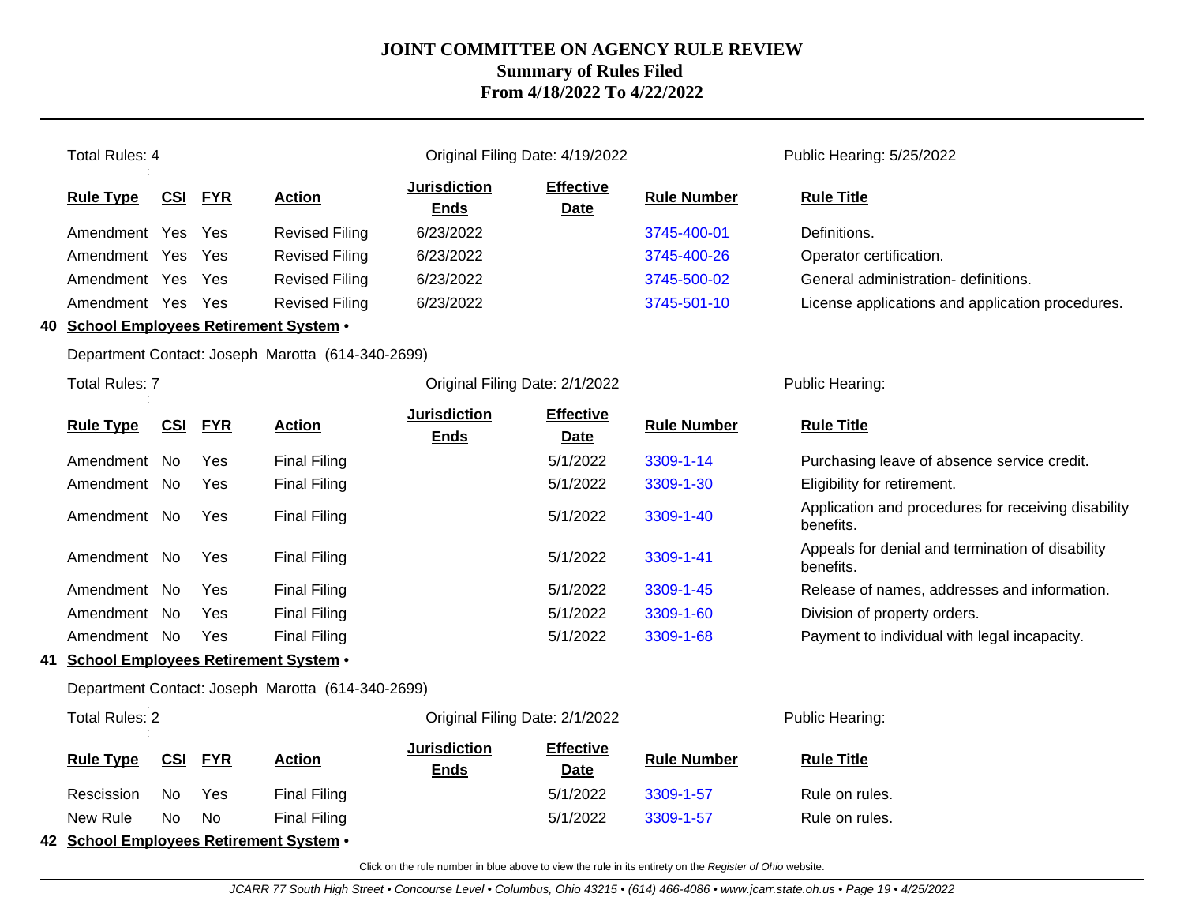# JOINT COMMITTEE ON AGENCY RULE REVIEW
## Summary of Rules Filed
## From 4/18/2022 To 4/22/2022

Total Rules: 4 | Original Filing Date: 4/19/2022 | Public Hearing: 5/25/2022

| Rule Type | CSI | FYR | Action | Jurisdiction Ends | Effective Date | Rule Number | Rule Title |
|---|---|---|---|---|---|---|---|
| Amendment | Yes | Yes | Revised Filing | 6/23/2022 | | 3745-400-01 | Definitions. |
| Amendment | Yes | Yes | Revised Filing | 6/23/2022 | | 3745-400-26 | Operator certification. |
| Amendment | Yes | Yes | Revised Filing | 6/23/2022 | | 3745-500-02 | General administration- definitions. |
| Amendment | Yes | Yes | Revised Filing | 6/23/2022 | | 3745-501-10 | License applications and application procedures. |

### 40 School Employees Retirement System •

Department Contact: Joseph Marotta (614-340-2699)

Total Rules: 7 | Original Filing Date: 2/1/2022 | Public Hearing:

| Rule Type | CSI | FYR | Action | Jurisdiction Ends | Effective Date | Rule Number | Rule Title |
|---|---|---|---|---|---|---|---|
| Amendment | No | Yes | Final Filing | | 5/1/2022 | 3309-1-14 | Purchasing leave of absence service credit. |
| Amendment | No | Yes | Final Filing | | 5/1/2022 | 3309-1-30 | Eligibility for retirement. |
| Amendment | No | Yes | Final Filing | | 5/1/2022 | 3309-1-40 | Application and procedures for receiving disability benefits. |
| Amendment | No | Yes | Final Filing | | 5/1/2022 | 3309-1-41 | Appeals for denial and termination of disability benefits. |
| Amendment | No | Yes | Final Filing | | 5/1/2022 | 3309-1-45 | Release of names, addresses and information. |
| Amendment | No | Yes | Final Filing | | 5/1/2022 | 3309-1-60 | Division of property orders. |
| Amendment | No | Yes | Final Filing | | 5/1/2022 | 3309-1-68 | Payment to individual with legal incapacity. |

### 41 School Employees Retirement System •

Department Contact: Joseph Marotta (614-340-2699)

Total Rules: 2 | Original Filing Date: 2/1/2022 | Public Hearing:

| Rule Type | CSI | FYR | Action | Jurisdiction Ends | Effective Date | Rule Number | Rule Title |
|---|---|---|---|---|---|---|---|
| Rescission | No | Yes | Final Filing | | 5/1/2022 | 3309-1-57 | Rule on rules. |
| New Rule | No | No | Final Filing | | 5/1/2022 | 3309-1-57 | Rule on rules. |

### 42 School Employees Retirement System •

Click on the rule number in blue above to view the rule in its entirety on the *Register of Ohio* website.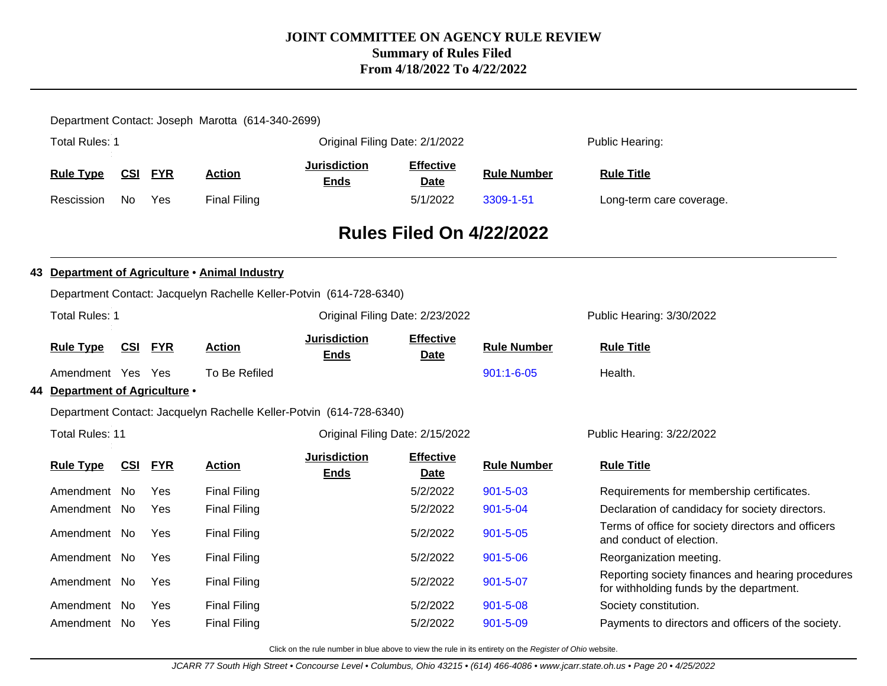Department Contact: Joseph Marotta (614-340-2699)

Total Rules: 1 | Original Filing Date: 2/1/2022 | Public Hearing:

| Rule Type | CSI | FYR | Action | Jurisdiction Ends | Effective Date | Rule Number | Rule Title |
|---|---|---|---|---|---|---|---|
| Rescission | No | Yes | Final Filing | | 5/1/2022 | 3309-1-51 | Long-term care coverage. |

## Rules Filed On 4/22/2022

### 43 Department of Agriculture • Animal Industry

Department Contact: Jacquelyn Rachelle Keller-Potvin (614-728-6340)

Total Rules: 1 | Original Filing Date: 2/23/2022 | Public Hearing: 3/30/2022

| Rule Type | CSI | FYR | Action | Jurisdiction Ends | Effective Date | Rule Number | Rule Title |
|---|---|---|---|---|---|---|---|
| Amendment | Yes | Yes | To Be Refiled | | | 901:1-6-05 | Health. |

### 44 Department of Agriculture •

Department Contact: Jacquelyn Rachelle Keller-Potvin (614-728-6340)

Total Rules: 11 | Original Filing Date: 2/15/2022 | Public Hearing: 3/22/2022

| Rule Type | CSI | FYR | Action | Jurisdiction Ends | Effective Date | Rule Number | Rule Title |
|---|---|---|---|---|---|---|---|
| Amendment | No | Yes | Final Filing | | 5/2/2022 | 901-5-03 | Requirements for membership certificates. |
| Amendment | No | Yes | Final Filing | | 5/2/2022 | 901-5-04 | Declaration of candidacy for society directors. |
| Amendment | No | Yes | Final Filing | | 5/2/2022 | 901-5-05 | Terms of office for society directors and officers and conduct of election. |
| Amendment | No | Yes | Final Filing | | 5/2/2022 | 901-5-06 | Reorganization meeting. |
| Amendment | No | Yes | Final Filing | | 5/2/2022 | 901-5-07 | Reporting society finances and hearing procedures for withholding funds by the department. |
| Amendment | No | Yes | Final Filing | | 5/2/2022 | 901-5-08 | Society constitution. |
| Amendment | No | Yes | Final Filing | | 5/2/2022 | 901-5-09 | Payments to directors and officers of the society. |

Click on the rule number in blue above to view the rule in its entirety on the *Register of Ohio* website.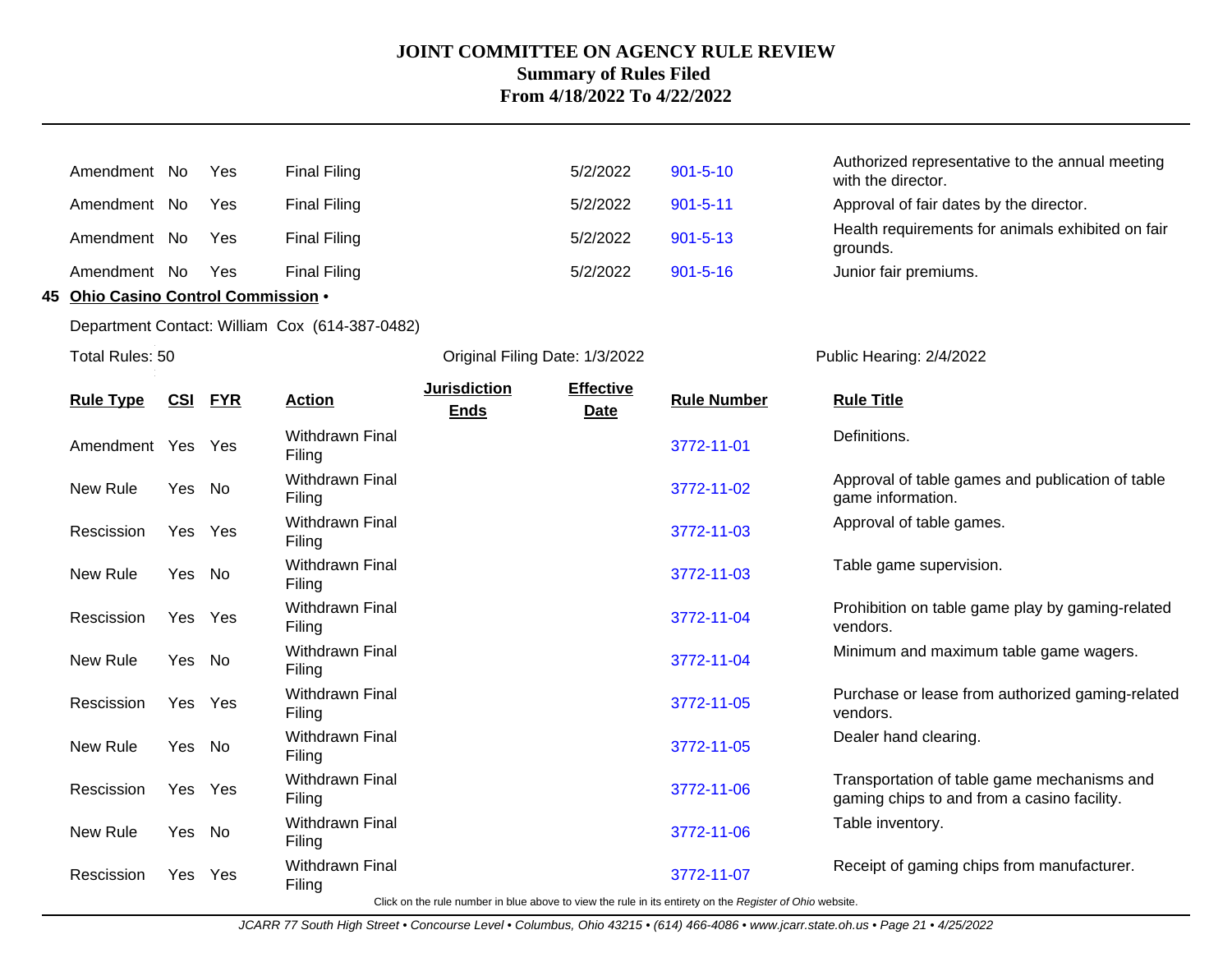| Rule Type | CSI | FYR | Action | Jurisdiction Ends | Effective Date | Rule Number | Rule Title |
|---|---|---|---|---|---|---|---|
| Amendment | No | Yes | Final Filing | | 5/2/2022 | 901-5-10 | Authorized representative to the annual meeting with the director. |
| Amendment | No | Yes | Final Filing | | 5/2/2022 | 901-5-11 | Approval of fair dates by the director. |
| Amendment | No | Yes | Final Filing | | 5/2/2022 | 901-5-13 | Health requirements for animals exhibited on fair grounds. |
| Amendment | No | Yes | Final Filing | | 5/2/2022 | 901-5-16 | Junior fair premiums. |

## 45 Ohio Casino Control Commission •

Department Contact: William Cox (614-387-0482)

Total Rules: 50 | Original Filing Date: 1/3/2022 | Public Hearing: 2/4/2022

| Rule Type | CSI | FYR | Action | Jurisdiction Ends | Effective Date | Rule Number | Rule Title |
|---|---|---|---|---|---|---|---|
| Amendment | Yes | Yes | Withdrawn Final Filing | | | 3772-11-01 | Definitions. |
| New Rule | Yes | No | Withdrawn Final Filing | | | 3772-11-02 | Approval of table games and publication of table game information. |
| Rescission | Yes | Yes | Withdrawn Final Filing | | | 3772-11-03 | Approval of table games. |
| New Rule | Yes | No | Withdrawn Final Filing | | | 3772-11-03 | Table game supervision. |
| Rescission | Yes | Yes | Withdrawn Final Filing | | | 3772-11-04 | Prohibition on table game play by gaming-related vendors. |
| New Rule | Yes | No | Withdrawn Final Filing | | | 3772-11-04 | Minimum and maximum table game wagers. |
| Rescission | Yes | Yes | Withdrawn Final Filing | | | 3772-11-05 | Purchase or lease from authorized gaming-related vendors. |
| New Rule | Yes | No | Withdrawn Final Filing | | | 3772-11-05 | Dealer hand clearing. |
| Rescission | Yes | Yes | Withdrawn Final Filing | | | 3772-11-06 | Transportation of table game mechanisms and gaming chips to and from a casino facility. |
| New Rule | Yes | No | Withdrawn Final Filing | | | 3772-11-06 | Table inventory. |
| Rescission | Yes | Yes | Withdrawn Final Filing | | | 3772-11-07 | Receipt of gaming chips from manufacturer. |

Click on the rule number in blue above to view the rule in its entirety on the *Register of Ohio* website.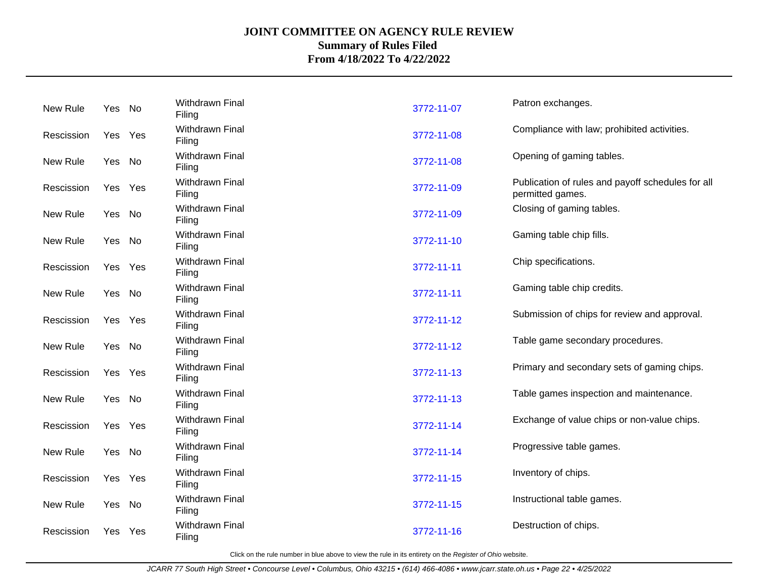# JOINT COMMITTEE ON AGENCY RULE REVIEW
## Summary of Rules Filed
## From 4/18/2022 To 4/22/2022

| | | | | | |
|---|---|---|---|---|---|
| New Rule | Yes | No | Withdrawn Final Filing | 3772-11-07 | Patron exchanges. |
| Rescission | Yes | Yes | Withdrawn Final Filing | 3772-11-08 | Compliance with law; prohibited activities. |
| New Rule | Yes | No | Withdrawn Final Filing | 3772-11-08 | Opening of gaming tables. |
| Rescission | Yes | Yes | Withdrawn Final Filing | 3772-11-09 | Publication of rules and payoff schedules for all permitted games. |
| New Rule | Yes | No | Withdrawn Final Filing | 3772-11-09 | Closing of gaming tables. |
| New Rule | Yes | No | Withdrawn Final Filing | 3772-11-10 | Gaming table chip fills. |
| Rescission | Yes | Yes | Withdrawn Final Filing | 3772-11-11 | Chip specifications. |
| New Rule | Yes | No | Withdrawn Final Filing | 3772-11-11 | Gaming table chip credits. |
| Rescission | Yes | Yes | Withdrawn Final Filing | 3772-11-12 | Submission of chips for review and approval. |
| New Rule | Yes | No | Withdrawn Final Filing | 3772-11-12 | Table game secondary procedures. |
| Rescission | Yes | Yes | Withdrawn Final Filing | 3772-11-13 | Primary and secondary sets of gaming chips. |
| New Rule | Yes | No | Withdrawn Final Filing | 3772-11-13 | Table games inspection and maintenance. |
| Rescission | Yes | Yes | Withdrawn Final Filing | 3772-11-14 | Exchange of value chips or non-value chips. |
| New Rule | Yes | No | Withdrawn Final Filing | 3772-11-14 | Progressive table games. |
| Rescission | Yes | Yes | Withdrawn Final Filing | 3772-11-15 | Inventory of chips. |
| New Rule | Yes | No | Withdrawn Final Filing | 3772-11-15 | Instructional table games. |
| Rescission | Yes | Yes | Withdrawn Final Filing | 3772-11-16 | Destruction of chips. |

Click on the rule number in blue above to view the rule in its entirety on the *Register of Ohio* website.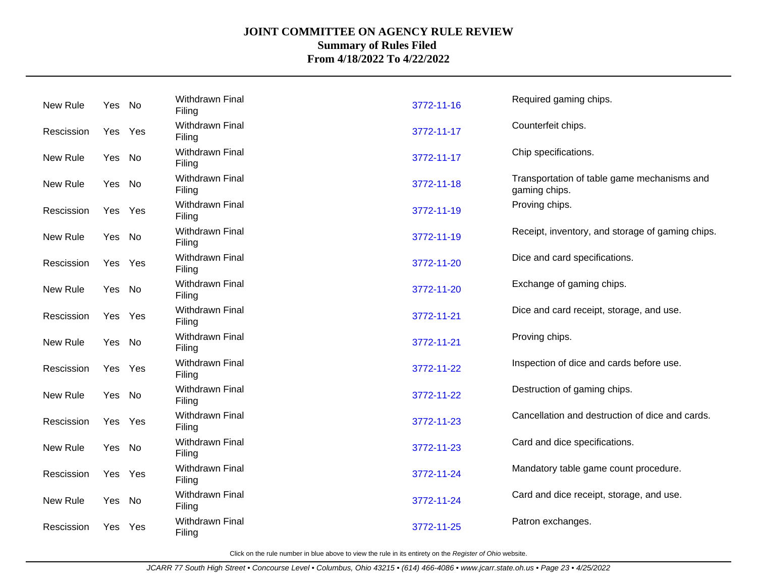# JOINT COMMITTEE ON AGENCY RULE REVIEW

## Summary of Rules Filed

### From 4/18/2022 To 4/22/2022

| | | | | | |
|---|---|---|---|---|---|
| New Rule | Yes | No | Withdrawn Final Filing | 3772-11-16 | Required gaming chips. |
| Rescission | Yes | Yes | Withdrawn Final Filing | 3772-11-17 | Counterfeit chips. |
| New Rule | Yes | No | Withdrawn Final Filing | 3772-11-17 | Chip specifications. |
| New Rule | Yes | No | Withdrawn Final Filing | 3772-11-18 | Transportation of table game mechanisms and gaming chips. |
| Rescission | Yes | Yes | Withdrawn Final Filing | 3772-11-19 | Proving chips. |
| New Rule | Yes | No | Withdrawn Final Filing | 3772-11-19 | Receipt, inventory, and storage of gaming chips. |
| Rescission | Yes | Yes | Withdrawn Final Filing | 3772-11-20 | Dice and card specifications. |
| New Rule | Yes | No | Withdrawn Final Filing | 3772-11-20 | Exchange of gaming chips. |
| Rescission | Yes | Yes | Withdrawn Final Filing | 3772-11-21 | Dice and card receipt, storage, and use. |
| New Rule | Yes | No | Withdrawn Final Filing | 3772-11-21 | Proving chips. |
| Rescission | Yes | Yes | Withdrawn Final Filing | 3772-11-22 | Inspection of dice and cards before use. |
| New Rule | Yes | No | Withdrawn Final Filing | 3772-11-22 | Destruction of gaming chips. |
| Rescission | Yes | Yes | Withdrawn Final Filing | 3772-11-23 | Cancellation and destruction of dice and cards. |
| New Rule | Yes | No | Withdrawn Final Filing | 3772-11-23 | Card and dice specifications. |
| Rescission | Yes | Yes | Withdrawn Final Filing | 3772-11-24 | Mandatory table game count procedure. |
| New Rule | Yes | No | Withdrawn Final Filing | 3772-11-24 | Card and dice receipt, storage, and use. |
| Rescission | Yes | Yes | Withdrawn Final Filing | 3772-11-25 | Patron exchanges. |

Click on the rule number in blue above to view the rule in its entirety on the *Register of Ohio* website.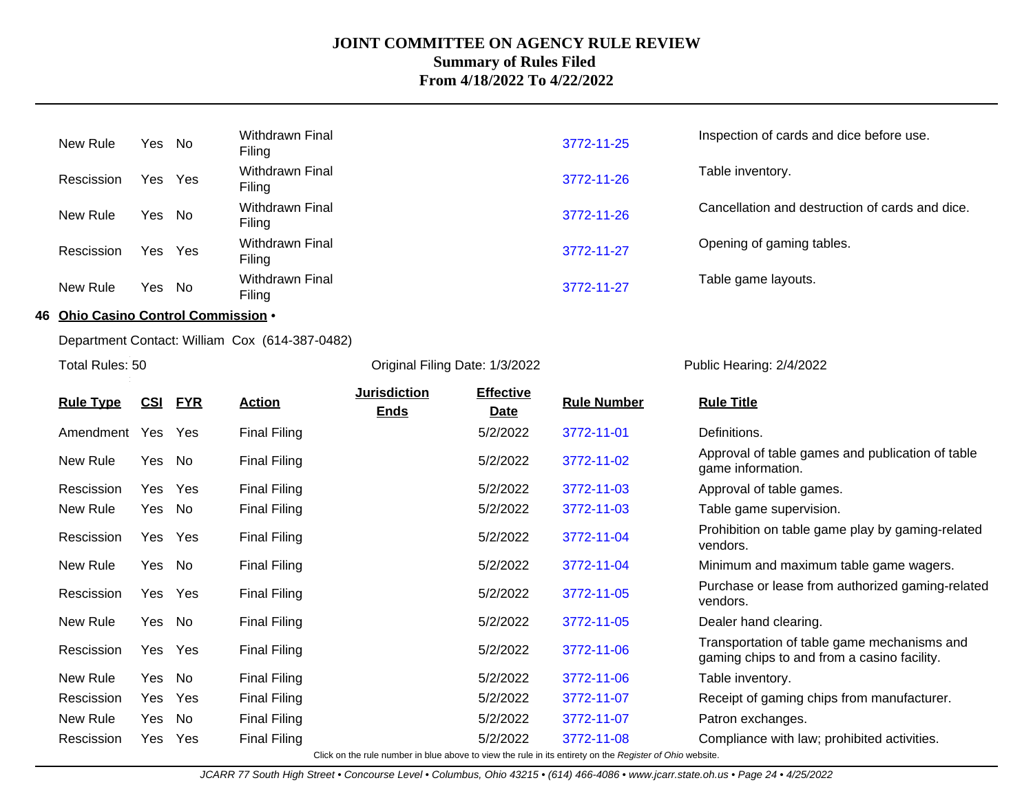# JOINT COMMITTEE ON AGENCY RULE REVIEW
## Summary of Rules Filed
## From 4/18/2022 To 4/22/2022

| | | | | | | | |
|---|---|---|---|---|---|---|---|
| New Rule | Yes | No | Withdrawn Final Filing | | | 3772-11-25 | Inspection of cards and dice before use. |
| Rescission | Yes | Yes | Withdrawn Final Filing | | | 3772-11-26 | Table inventory. |
| New Rule | Yes | No | Withdrawn Final Filing | | | 3772-11-26 | Cancellation and destruction of cards and dice. |
| Rescission | Yes | Yes | Withdrawn Final Filing | | | 3772-11-27 | Opening of gaming tables. |
| New Rule | Yes | No | Withdrawn Final Filing | | | 3772-11-27 | Table game layouts. |

**46 Ohio Casino Control Commission •**

Department Contact: William Cox (614-387-0482)

Total Rules: 50 | Original Filing Date: 1/3/2022 | Public Hearing: 2/4/2022

| Rule Type | CSI | FYR | Action | Jurisdiction Ends | Effective Date | Rule Number | Rule Title |
|---|---|---|---|---|---|---|---|
| Amendment | Yes | Yes | Final Filing | | 5/2/2022 | 3772-11-01 | Definitions. |
| New Rule | Yes | No | Final Filing | | 5/2/2022 | 3772-11-02 | Approval of table games and publication of table game information. |
| Rescission | Yes | Yes | Final Filing | | 5/2/2022 | 3772-11-03 | Approval of table games. |
| New Rule | Yes | No | Final Filing | | 5/2/2022 | 3772-11-03 | Table game supervision. |
| Rescission | Yes | Yes | Final Filing | | 5/2/2022 | 3772-11-04 | Prohibition on table game play by gaming-related vendors. |
| New Rule | Yes | No | Final Filing | | 5/2/2022 | 3772-11-04 | Minimum and maximum table game wagers. |
| Rescission | Yes | Yes | Final Filing | | 5/2/2022 | 3772-11-05 | Purchase or lease from authorized gaming-related vendors. |
| New Rule | Yes | No | Final Filing | | 5/2/2022 | 3772-11-05 | Dealer hand clearing. |
| Rescission | Yes | Yes | Final Filing | | 5/2/2022 | 3772-11-06 | Transportation of table game mechanisms and gaming chips to and from a casino facility. |
| New Rule | Yes | No | Final Filing | | 5/2/2022 | 3772-11-06 | Table inventory. |
| Rescission | Yes | Yes | Final Filing | | 5/2/2022 | 3772-11-07 | Receipt of gaming chips from manufacturer. |
| New Rule | Yes | No | Final Filing | | 5/2/2022 | 3772-11-07 | Patron exchanges. |
| Rescission | Yes | Yes | Final Filing | | 5/2/2022 | 3772-11-08 | Compliance with law; prohibited activities. |

Click on the rule number in blue above to view the rule in its entirety on the *Register of Ohio* website.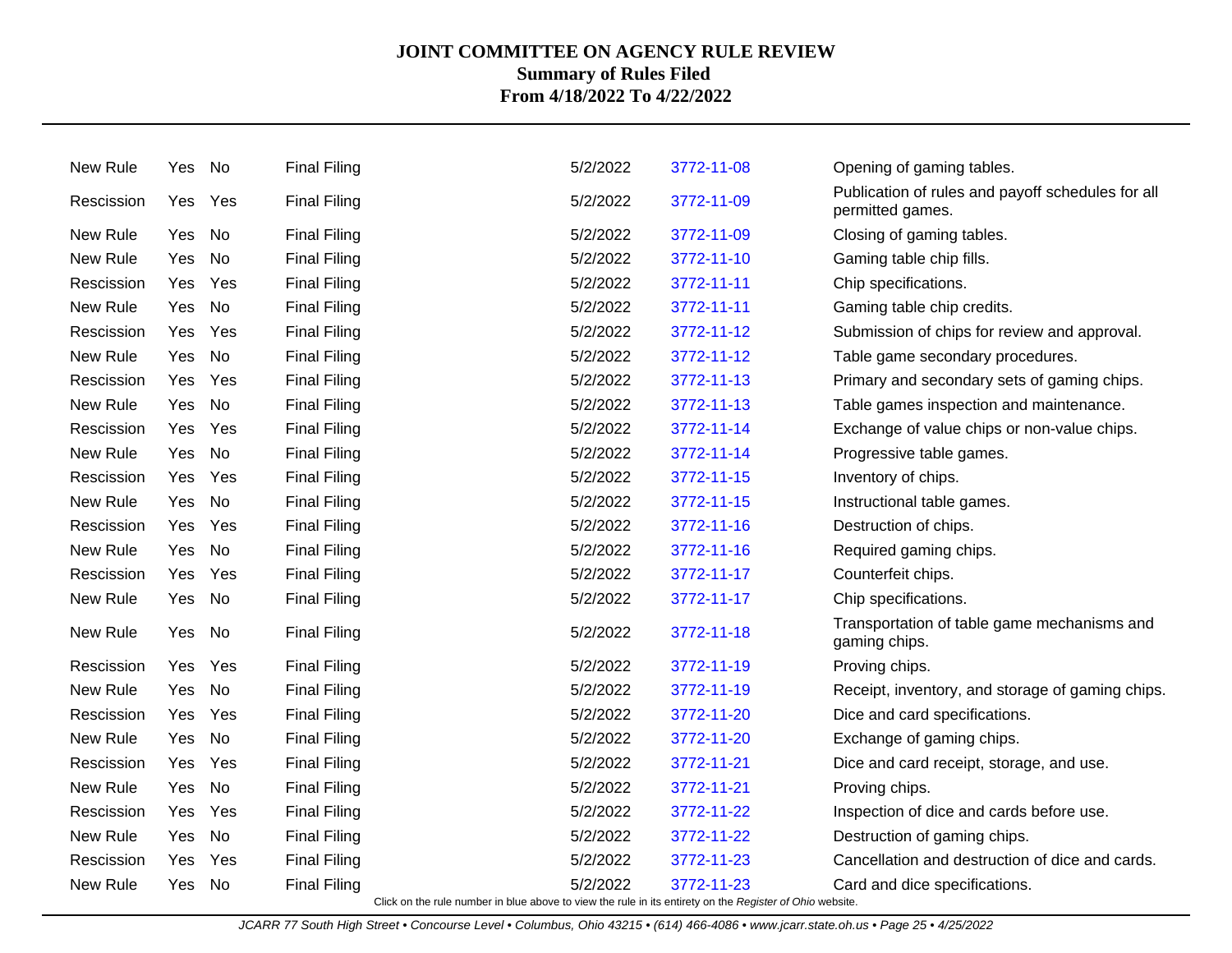# JOINT COMMITTEE ON AGENCY RULE REVIEW

**Summary of Rules Filed**

**From 4/18/2022 To 4/22/2022**

| | | | | | | |
|---|---|---|---|---|---|---|
| New Rule | Yes | No | Final Filing | 5/2/2022 | 3772-11-08 | Opening of gaming tables. |
| Rescission | Yes | Yes | Final Filing | 5/2/2022 | 3772-11-09 | Publication of rules and payoff schedules for all permitted games. |
| New Rule | Yes | No | Final Filing | 5/2/2022 | 3772-11-09 | Closing of gaming tables. |
| New Rule | Yes | No | Final Filing | 5/2/2022 | 3772-11-10 | Gaming table chip fills. |
| Rescission | Yes | Yes | Final Filing | 5/2/2022 | 3772-11-11 | Chip specifications. |
| New Rule | Yes | No | Final Filing | 5/2/2022 | 3772-11-11 | Gaming table chip credits. |
| Rescission | Yes | Yes | Final Filing | 5/2/2022 | 3772-11-12 | Submission of chips for review and approval. |
| New Rule | Yes | No | Final Filing | 5/2/2022 | 3772-11-12 | Table game secondary procedures. |
| Rescission | Yes | Yes | Final Filing | 5/2/2022 | 3772-11-13 | Primary and secondary sets of gaming chips. |
| New Rule | Yes | No | Final Filing | 5/2/2022 | 3772-11-13 | Table games inspection and maintenance. |
| Rescission | Yes | Yes | Final Filing | 5/2/2022 | 3772-11-14 | Exchange of value chips or non-value chips. |
| New Rule | Yes | No | Final Filing | 5/2/2022 | 3772-11-14 | Progressive table games. |
| Rescission | Yes | Yes | Final Filing | 5/2/2022 | 3772-11-15 | Inventory of chips. |
| New Rule | Yes | No | Final Filing | 5/2/2022 | 3772-11-15 | Instructional table games. |
| Rescission | Yes | Yes | Final Filing | 5/2/2022 | 3772-11-16 | Destruction of chips. |
| New Rule | Yes | No | Final Filing | 5/2/2022 | 3772-11-16 | Required gaming chips. |
| Rescission | Yes | Yes | Final Filing | 5/2/2022 | 3772-11-17 | Counterfeit chips. |
| New Rule | Yes | No | Final Filing | 5/2/2022 | 3772-11-17 | Chip specifications. |
| New Rule | Yes | No | Final Filing | 5/2/2022 | 3772-11-18 | Transportation of table game mechanisms and gaming chips. |
| Rescission | Yes | Yes | Final Filing | 5/2/2022 | 3772-11-19 | Proving chips. |
| New Rule | Yes | No | Final Filing | 5/2/2022 | 3772-11-19 | Receipt, inventory, and storage of gaming chips. |
| Rescission | Yes | Yes | Final Filing | 5/2/2022 | 3772-11-20 | Dice and card specifications. |
| New Rule | Yes | No | Final Filing | 5/2/2022 | 3772-11-20 | Exchange of gaming chips. |
| Rescission | Yes | Yes | Final Filing | 5/2/2022 | 3772-11-21 | Dice and card receipt, storage, and use. |
| New Rule | Yes | No | Final Filing | 5/2/2022 | 3772-11-21 | Proving chips. |
| Rescission | Yes | Yes | Final Filing | 5/2/2022 | 3772-11-22 | Inspection of dice and cards before use. |
| New Rule | Yes | No | Final Filing | 5/2/2022 | 3772-11-22 | Destruction of gaming chips. |
| Rescission | Yes | Yes | Final Filing | 5/2/2022 | 3772-11-23 | Cancellation and destruction of dice and cards. |
| New Rule | Yes | No | Final Filing | 5/2/2022 | 3772-11-23 | Card and dice specifications. |

Click on the rule number in blue above to view the rule in its entirety on the *Register of Ohio* website.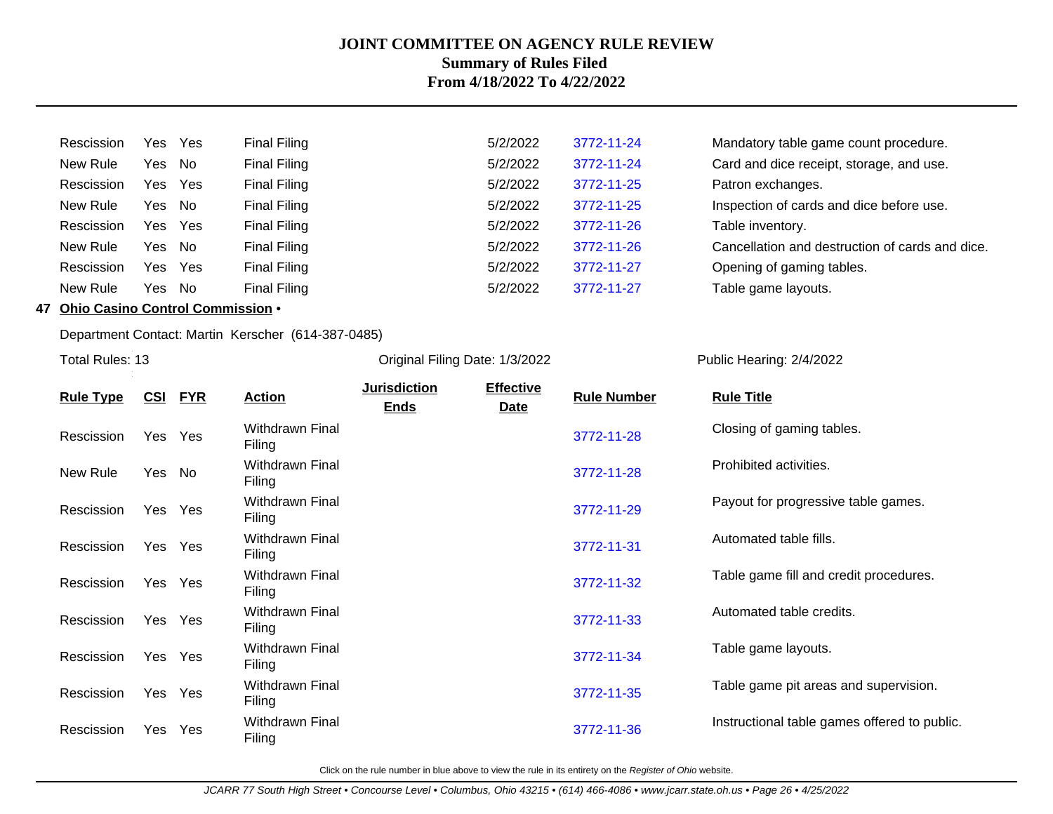# JOINT COMMITTEE ON AGENCY RULE REVIEW
## Summary of Rules Filed
## From 4/18/2022 To 4/22/2022

| Rule Type | CSI | FYR | Action | Jurisdiction Ends | Effective Date | Rule Number | Rule Title |
|---|---|---|---|---|---|---|---|
| Rescission | Yes | Yes | Final Filing | | 5/2/2022 | 3772-11-24 | Mandatory table game count procedure. |
| New Rule | Yes | No | Final Filing | | 5/2/2022 | 3772-11-24 | Card and dice receipt, storage, and use. |
| Rescission | Yes | Yes | Final Filing | | 5/2/2022 | 3772-11-25 | Patron exchanges. |
| New Rule | Yes | No | Final Filing | | 5/2/2022 | 3772-11-25 | Inspection of cards and dice before use. |
| Rescission | Yes | Yes | Final Filing | | 5/2/2022 | 3772-11-26 | Table inventory. |
| New Rule | Yes | No | Final Filing | | 5/2/2022 | 3772-11-26 | Cancellation and destruction of cards and dice. |
| Rescission | Yes | Yes | Final Filing | | 5/2/2022 | 3772-11-27 | Opening of gaming tables. |
| New Rule | Yes | No | Final Filing | | 5/2/2022 | 3772-11-27 | Table game layouts. |

**47 Ohio Casino Control Commission •**

Department Contact: Martin Kerscher (614-387-0485)

Total Rules: 13 | Original Filing Date: 1/3/2022 | Public Hearing: 2/4/2022

| Rule Type | CSI | FYR | Action | Jurisdiction Ends | Effective Date | Rule Number | Rule Title |
|---|---|---|---|---|---|---|---|
| Rescission | Yes | Yes | Withdrawn Final Filing | | | 3772-11-28 | Closing of gaming tables. |
| New Rule | Yes | No | Withdrawn Final Filing | | | 3772-11-28 | Prohibited activities. |
| Rescission | Yes | Yes | Withdrawn Final Filing | | | 3772-11-29 | Payout for progressive table games. |
| Rescission | Yes | Yes | Withdrawn Final Filing | | | 3772-11-31 | Automated table fills. |
| Rescission | Yes | Yes | Withdrawn Final Filing | | | 3772-11-32 | Table game fill and credit procedures. |
| Rescission | Yes | Yes | Withdrawn Final Filing | | | 3772-11-33 | Automated table credits. |
| Rescission | Yes | Yes | Withdrawn Final Filing | | | 3772-11-34 | Table game layouts. |
| Rescission | Yes | Yes | Withdrawn Final Filing | | | 3772-11-35 | Table game pit areas and supervision. |
| Rescission | Yes | Yes | Withdrawn Final Filing | | | 3772-11-36 | Instructional table games offered to public. |

Click on the rule number in blue above to view the rule in its entirety on the *Register of Ohio* website.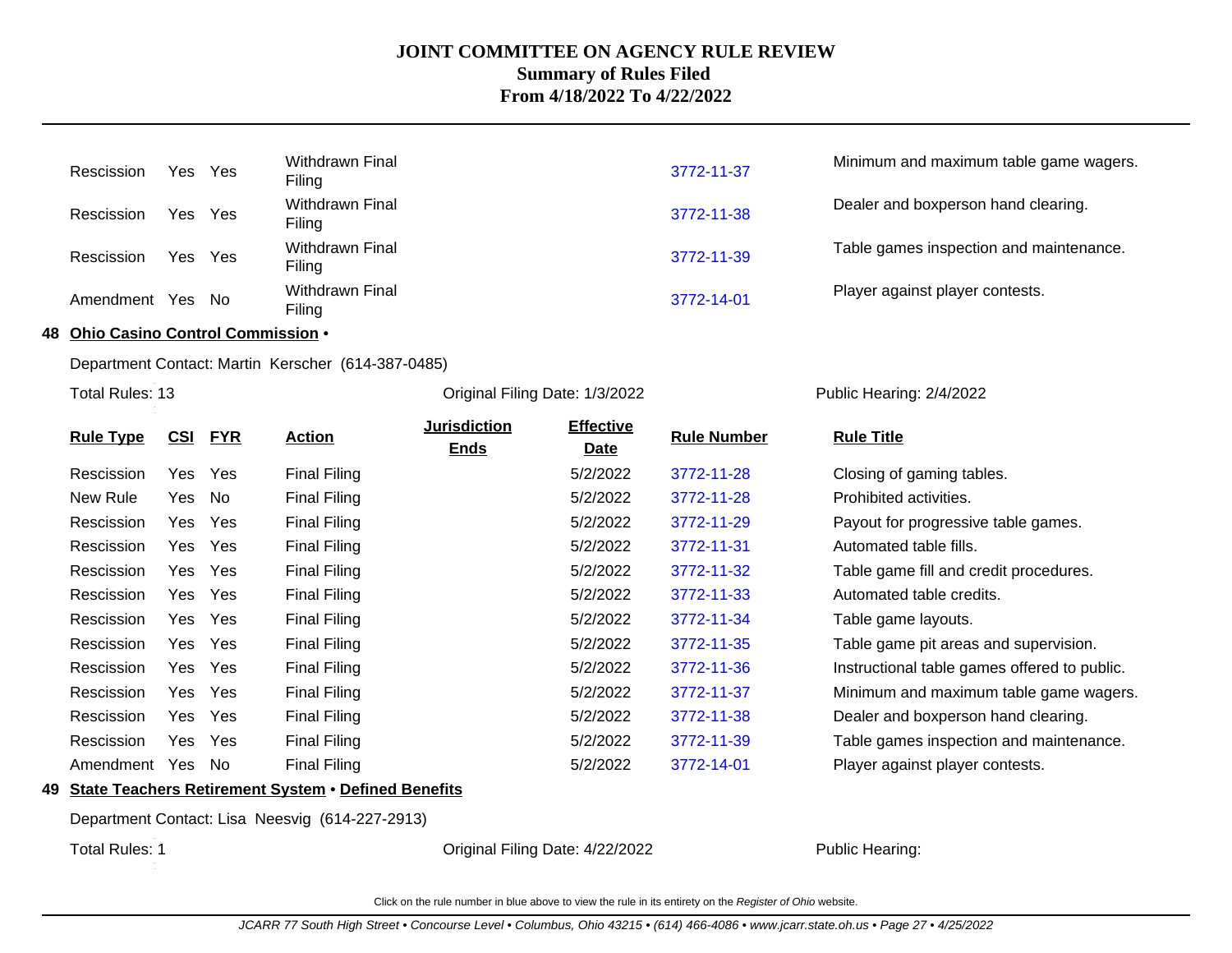| Rule Type | CSI | FYR | Action | Jurisdiction Ends | Effective Date | Rule Number | Rule Title |
|---|---|---|---|---|---|---|---|
| Rescission | Yes | Yes | Withdrawn Final Filing | | | 3772-11-37 | Minimum and maximum table game wagers. |
| Rescission | Yes | Yes | Withdrawn Final Filing | | | 3772-11-38 | Dealer and boxperson hand clearing. |
| Rescission | Yes | Yes | Withdrawn Final Filing | | | 3772-11-39 | Table games inspection and maintenance. |
| Amendment | Yes | No | Withdrawn Final Filing | | | 3772-14-01 | Player against player contests. |

## 48 Ohio Casino Control Commission •

Department Contact: Martin Kerscher (614-387-0485)

Total Rules: 13 — Original Filing Date: 1/3/2022 — Public Hearing: 2/4/2022

| Rule Type | CSI | FYR | Action | Jurisdiction Ends | Effective Date | Rule Number | Rule Title |
|---|---|---|---|---|---|---|---|
| Rescission | Yes | Yes | Final Filing | | 5/2/2022 | 3772-11-28 | Closing of gaming tables. |
| New Rule | Yes | No | Final Filing | | 5/2/2022 | 3772-11-28 | Prohibited activities. |
| Rescission | Yes | Yes | Final Filing | | 5/2/2022 | 3772-11-29 | Payout for progressive table games. |
| Rescission | Yes | Yes | Final Filing | | 5/2/2022 | 3772-11-31 | Automated table fills. |
| Rescission | Yes | Yes | Final Filing | | 5/2/2022 | 3772-11-32 | Table game fill and credit procedures. |
| Rescission | Yes | Yes | Final Filing | | 5/2/2022 | 3772-11-33 | Automated table credits. |
| Rescission | Yes | Yes | Final Filing | | 5/2/2022 | 3772-11-34 | Table game layouts. |
| Rescission | Yes | Yes | Final Filing | | 5/2/2022 | 3772-11-35 | Table game pit areas and supervision. |
| Rescission | Yes | Yes | Final Filing | | 5/2/2022 | 3772-11-36 | Instructional table games offered to public. |
| Rescission | Yes | Yes | Final Filing | | 5/2/2022 | 3772-11-37 | Minimum and maximum table game wagers. |
| Rescission | Yes | Yes | Final Filing | | 5/2/2022 | 3772-11-38 | Dealer and boxperson hand clearing. |
| Rescission | Yes | Yes | Final Filing | | 5/2/2022 | 3772-11-39 | Table games inspection and maintenance. |
| Amendment | Yes | No | Final Filing | | 5/2/2022 | 3772-14-01 | Player against player contests. |

## 49 State Teachers Retirement System • Defined Benefits

Department Contact: Lisa Neesvig (614-227-2913)

Total Rules: 1 — Original Filing Date: 4/22/2022 — Public Hearing:

Click on the rule number in blue above to view the rule in its entirety on the *Register of Ohio* website.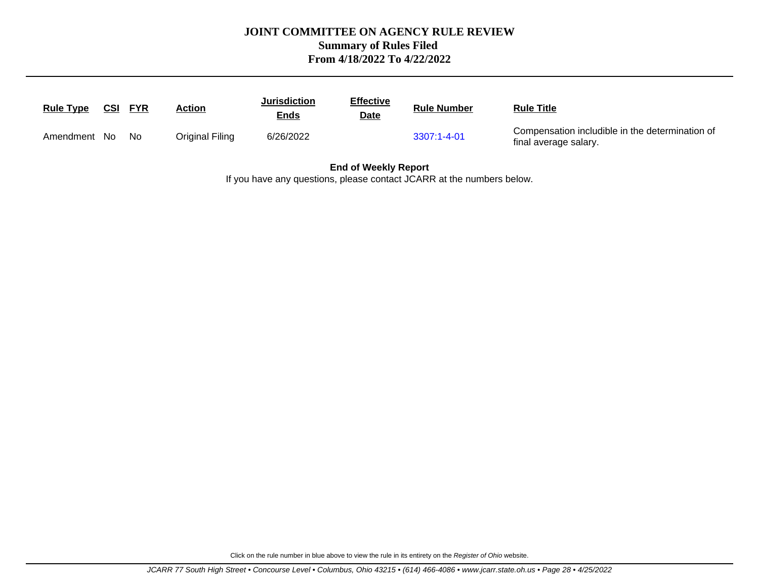**JOINT COMMITTEE ON AGENCY RULE REVIEW**
**Summary of Rules Filed**
**From 4/18/2022 To 4/22/2022**

| Rule Type | CSI | FYR | Action | Jurisdiction Ends | Effective Date | Rule Number | Rule Title |
|---|---|---|---|---|---|---|---|
| Amendment | No | No | Original Filing | 6/26/2022 | | 3307:1-4-01 | Compensation includible in the determination of final average salary. |

**End of Weekly Report**

If you have any questions, please contact JCARR at the numbers below.

Click on the rule number in blue above to view the rule in its entirety on the *Register of Ohio* website.